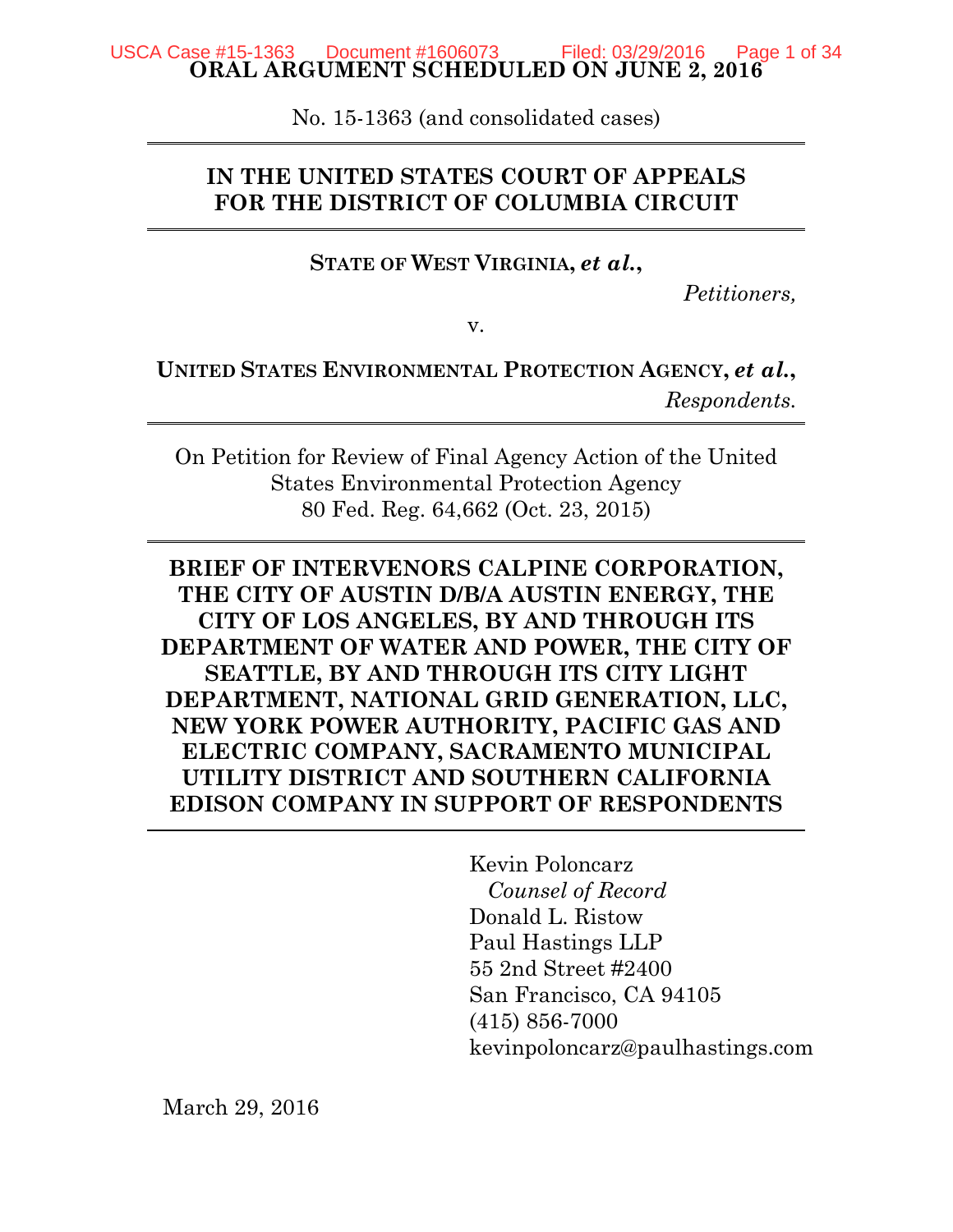**ORAL ARGUMENT SCHEDULED ON JUNE 2, 2016**

No. 15-1363 (and consolidated cases)

---

**IN THE UNITED STATES COURT OF APPEALS FOR THE DISTRICT OF COLUMBIA CIRCUIT**

---

**STATE OF WEST VIRGINIA, *et al.*,**

*Petitioners,*

v.

**UNITED STATES ENVIRONMENTAL PROTECTION AGENCY, *et al.*,**

*Respondents.*

---

On Petition for Review of Final Agency Action of the United States Environmental Protection Agency
80 Fed. Reg. 64,662 (Oct. 23, 2015)

---

**BRIEF OF INTERVENORS CALPINE CORPORATION, THE CITY OF AUSTIN D/B/A AUSTIN ENERGY, THE CITY OF LOS ANGELES, BY AND THROUGH ITS DEPARTMENT OF WATER AND POWER, THE CITY OF SEATTLE, BY AND THROUGH ITS CITY LIGHT DEPARTMENT, NATIONAL GRID GENERATION, LLC, NEW YORK POWER AUTHORITY, PACIFIC GAS AND ELECTRIC COMPANY, SACRAMENTO MUNICIPAL UTILITY DISTRICT AND SOUTHERN CALIFORNIA EDISON COMPANY IN SUPPORT OF RESPONDENTS**

---

Kevin Poloncarz
*Counsel of Record*
Donald L. Ristow
Paul Hastings LLP
55 2nd Street #2400
San Francisco, CA 94105
(415) 856-7000
kevinpoloncarz@paulhastings.com

March 29, 2016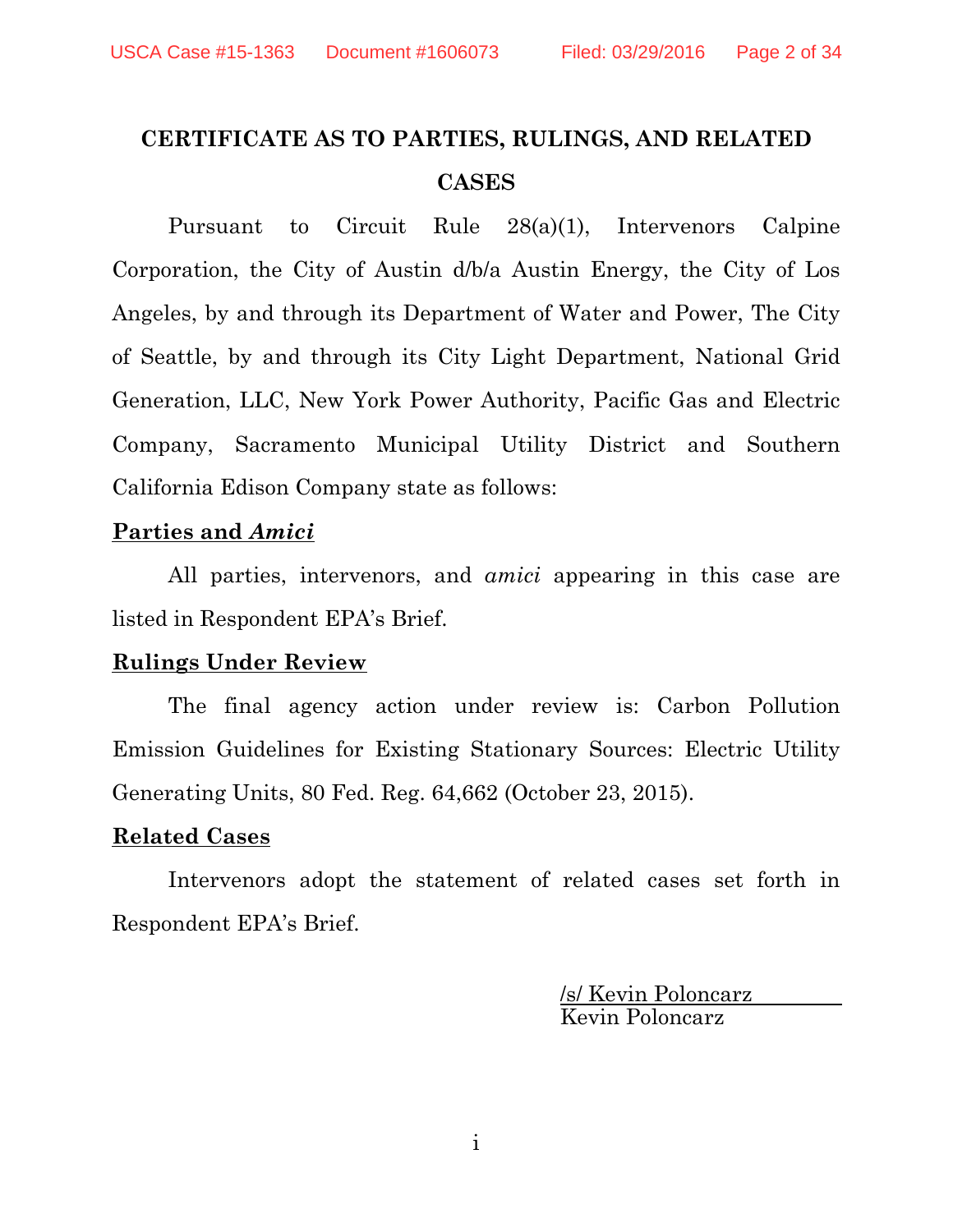# CERTIFICATE AS TO PARTIES, RULINGS, AND RELATED CASES

Pursuant to Circuit Rule 28(a)(1), Intervenors Calpine Corporation, the City of Austin d/b/a Austin Energy, the City of Los Angeles, by and through its Department of Water and Power, The City of Seattle, by and through its City Light Department, National Grid Generation, LLC, New York Power Authority, Pacific Gas and Electric Company, Sacramento Municipal Utility District and Southern California Edison Company state as follows:

**Parties and *Amici***

All parties, intervenors, and *amici* appearing in this case are listed in Respondent EPA's Brief.

**Rulings Under Review**

The final agency action under review is: Carbon Pollution Emission Guidelines for Existing Stationary Sources: Electric Utility Generating Units, 80 Fed. Reg. 64,662 (October 23, 2015).

**Related Cases**

Intervenors adopt the statement of related cases set forth in Respondent EPA's Brief.

/s/ Kevin Poloncarz
Kevin Poloncarz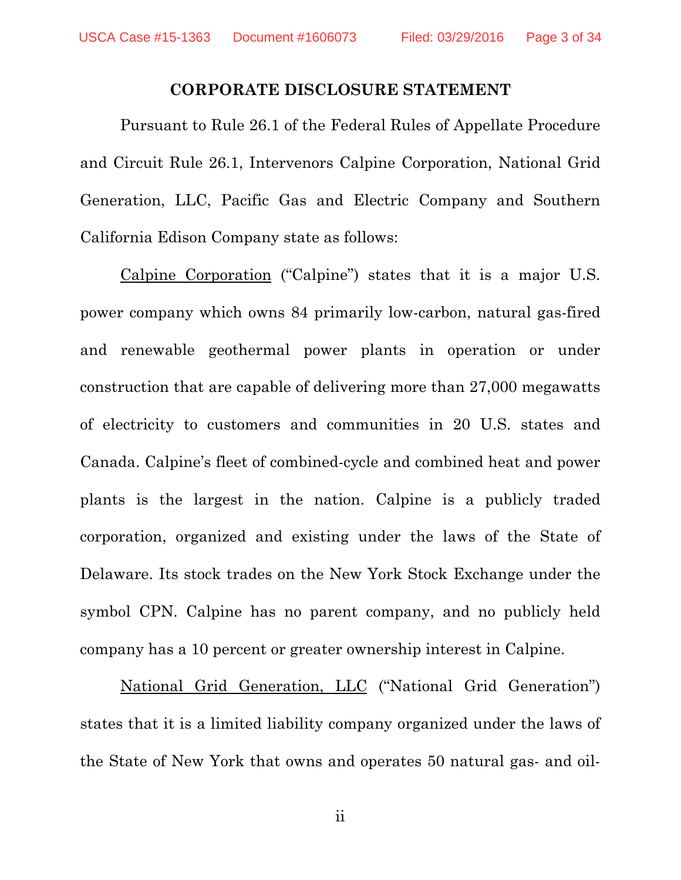## CORPORATE DISCLOSURE STATEMENT

Pursuant to Rule 26.1 of the Federal Rules of Appellate Procedure and Circuit Rule 26.1, Intervenors Calpine Corporation, National Grid Generation, LLC, Pacific Gas and Electric Company and Southern California Edison Company state as follows:

Calpine Corporation ("Calpine") states that it is a major U.S. power company which owns 84 primarily low-carbon, natural gas-fired and renewable geothermal power plants in operation or under construction that are capable of delivering more than 27,000 megawatts of electricity to customers and communities in 20 U.S. states and Canada. Calpine's fleet of combined-cycle and combined heat and power plants is the largest in the nation. Calpine is a publicly traded corporation, organized and existing under the laws of the State of Delaware. Its stock trades on the New York Stock Exchange under the symbol CPN. Calpine has no parent company, and no publicly held company has a 10 percent or greater ownership interest in Calpine.

National Grid Generation, LLC ("National Grid Generation") states that it is a limited liability company organized under the laws of the State of New York that owns and operates 50 natural gas- and oil-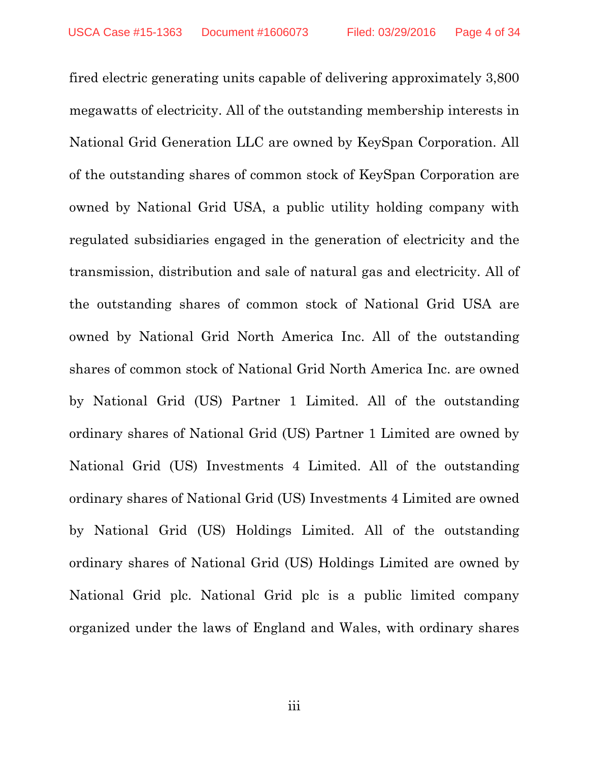fired electric generating units capable of delivering approximately 3,800 megawatts of electricity. All of the outstanding membership interests in National Grid Generation LLC are owned by KeySpan Corporation. All of the outstanding shares of common stock of KeySpan Corporation are owned by National Grid USA, a public utility holding company with regulated subsidiaries engaged in the generation of electricity and the transmission, distribution and sale of natural gas and electricity. All of the outstanding shares of common stock of National Grid USA are owned by National Grid North America Inc. All of the outstanding shares of common stock of National Grid North America Inc. are owned by National Grid (US) Partner 1 Limited. All of the outstanding ordinary shares of National Grid (US) Partner 1 Limited are owned by National Grid (US) Investments 4 Limited. All of the outstanding ordinary shares of National Grid (US) Investments 4 Limited are owned by National Grid (US) Holdings Limited. All of the outstanding ordinary shares of National Grid (US) Holdings Limited are owned by National Grid plc. National Grid plc is a public limited company organized under the laws of England and Wales, with ordinary shares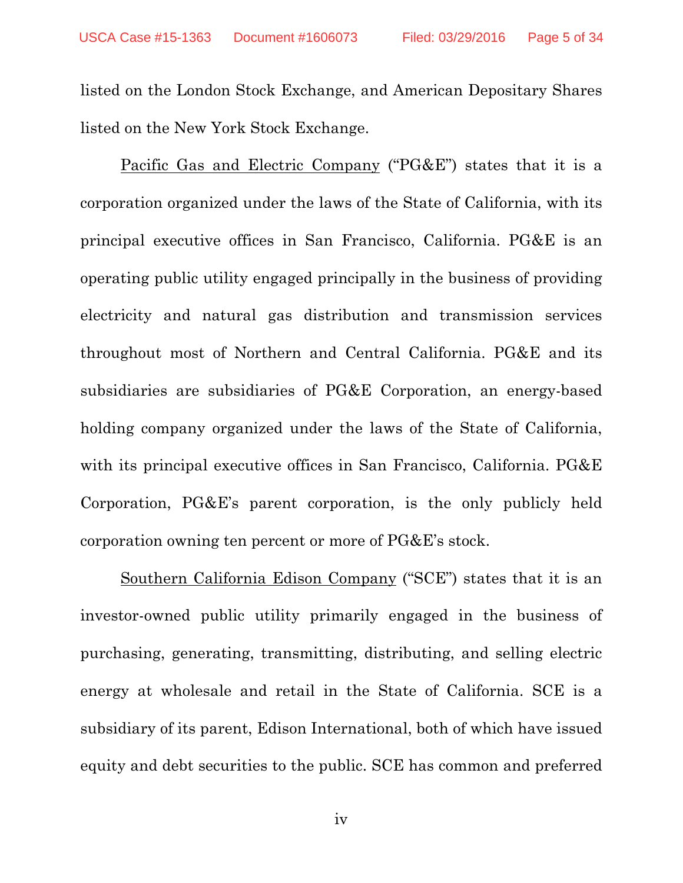listed on the London Stock Exchange, and American Depositary Shares listed on the New York Stock Exchange.

Pacific Gas and Electric Company ("PG&E") states that it is a corporation organized under the laws of the State of California, with its principal executive offices in San Francisco, California. PG&E is an operating public utility engaged principally in the business of providing electricity and natural gas distribution and transmission services throughout most of Northern and Central California. PG&E and its subsidiaries are subsidiaries of PG&E Corporation, an energy-based holding company organized under the laws of the State of California, with its principal executive offices in San Francisco, California. PG&E Corporation, PG&E's parent corporation, is the only publicly held corporation owning ten percent or more of PG&E's stock.

Southern California Edison Company ("SCE") states that it is an investor-owned public utility primarily engaged in the business of purchasing, generating, transmitting, distributing, and selling electric energy at wholesale and retail in the State of California. SCE is a subsidiary of its parent, Edison International, both of which have issued equity and debt securities to the public. SCE has common and preferred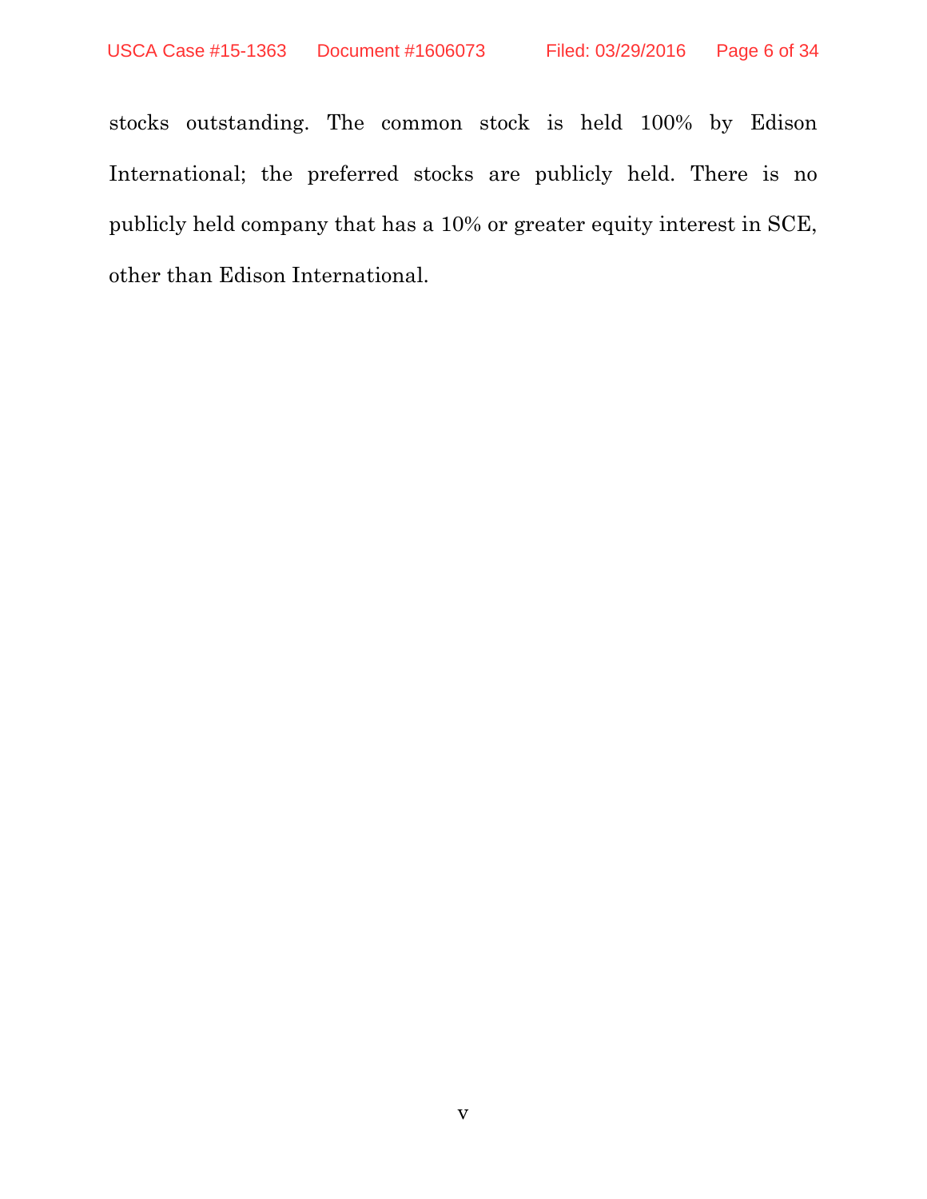stocks outstanding. The common stock is held 100% by Edison International; the preferred stocks are publicly held. There is no publicly held company that has a 10% or greater equity interest in SCE, other than Edison International.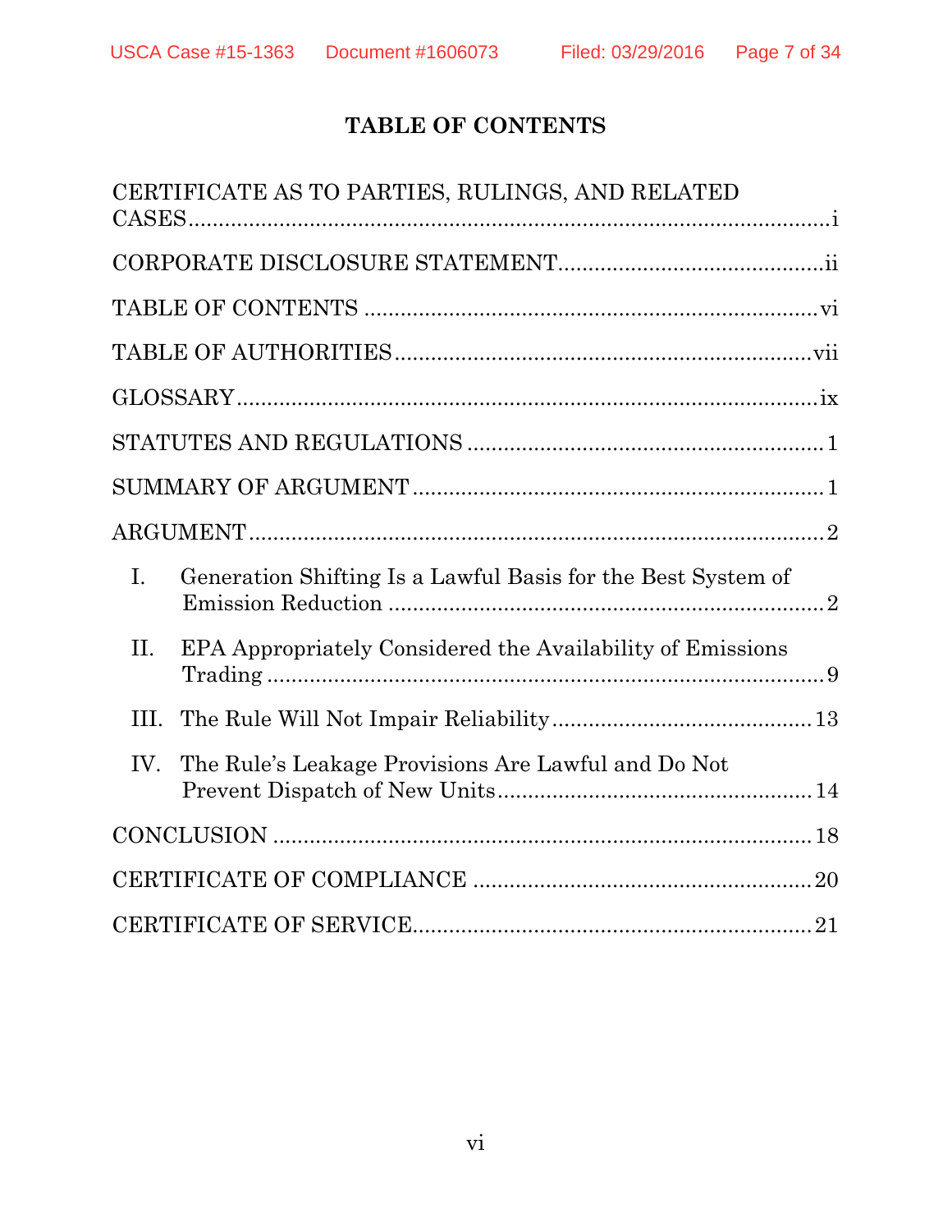# TABLE OF CONTENTS

CERTIFICATE AS TO PARTIES, RULINGS, AND RELATED CASES .......... i

CORPORATE DISCLOSURE STATEMENT .......... ii

TABLE OF CONTENTS .......... vi

TABLE OF AUTHORITIES .......... vii

GLOSSARY .......... ix

STATUTES AND REGULATIONS .......... 1

SUMMARY OF ARGUMENT .......... 1

ARGUMENT .......... 2

- I. Generation Shifting Is a Lawful Basis for the Best System of Emission Reduction .......... 2
- II. EPA Appropriately Considered the Availability of Emissions Trading .......... 9
- III. The Rule Will Not Impair Reliability .......... 13
- IV. The Rule's Leakage Provisions Are Lawful and Do Not Prevent Dispatch of New Units .......... 14

CONCLUSION .......... 18

CERTIFICATE OF COMPLIANCE .......... 20

CERTIFICATE OF SERVICE .......... 21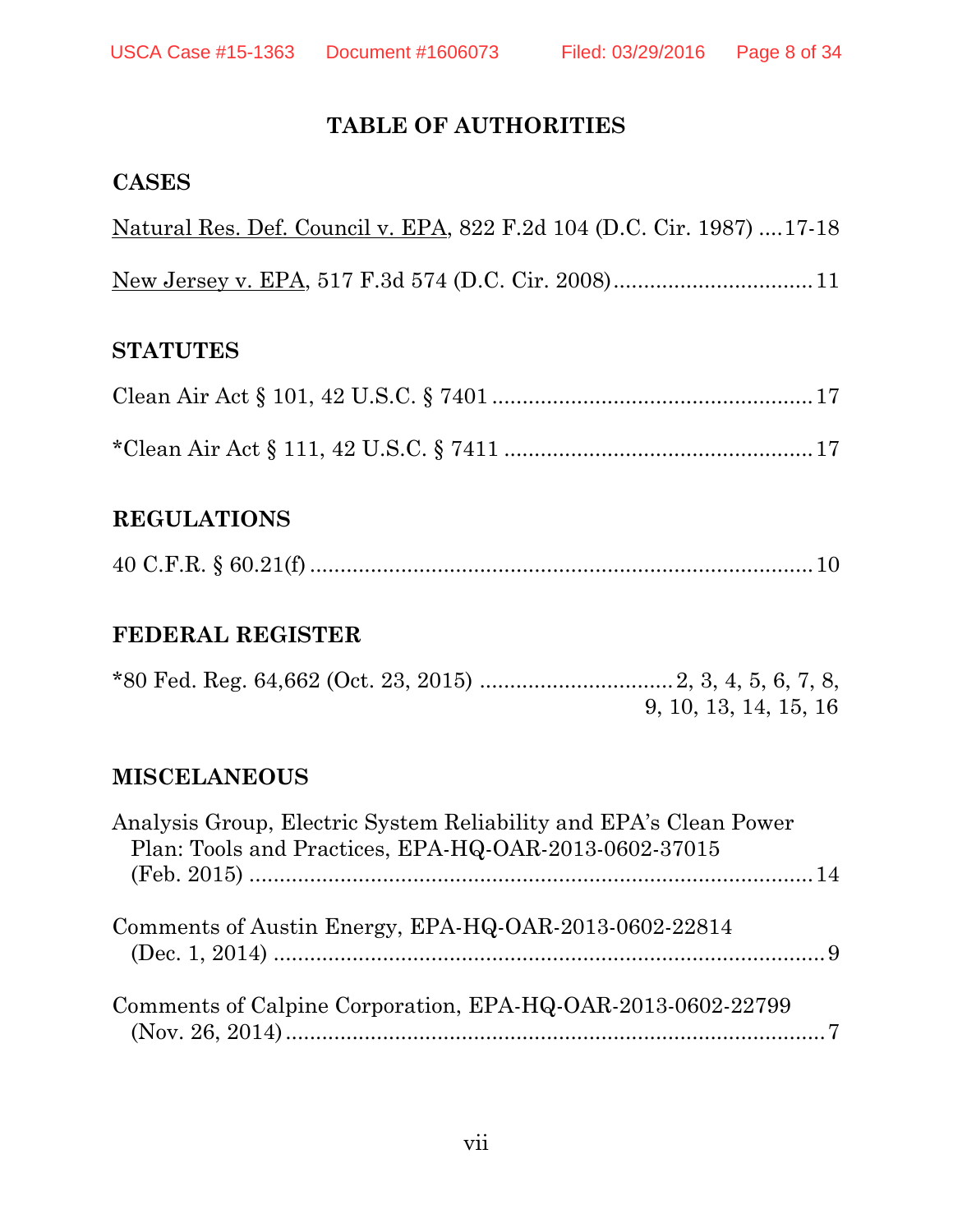# TABLE OF AUTHORITIES

## CASES

Natural Res. Def. Council v. EPA, 822 F.2d 104 (D.C. Cir. 1987) ....17-18

New Jersey v. EPA, 517 F.3d 574 (D.C. Cir. 2008) ................................ 11

## STATUTES

Clean Air Act § 101, 42 U.S.C. § 7401 .................................................... 17

*Clean Air Act § 111, 42 U.S.C. § 7411 .................................................. 17

## REGULATIONS

40 C.F.R. § 60.21(f) ................................................................................. 10

## FEDERAL REGISTER

*80 Fed. Reg. 64,662 (Oct. 23, 2015) ............................... 2, 3, 4, 5, 6, 7, 8, 9, 10, 13, 14, 15, 16

## MISCELANEOUS

Analysis Group, Electric System Reliability and EPA's Clean Power Plan: Tools and Practices, EPA-HQ-OAR-2013-0602-37015 (Feb. 2015) ............................................................................................ 14

Comments of Austin Energy, EPA-HQ-OAR-2013-0602-22814 (Dec. 1, 2014) ............................................................................................ 9

Comments of Calpine Corporation, EPA-HQ-OAR-2013-0602-22799 (Nov. 26, 2014) .......................................................................................... 7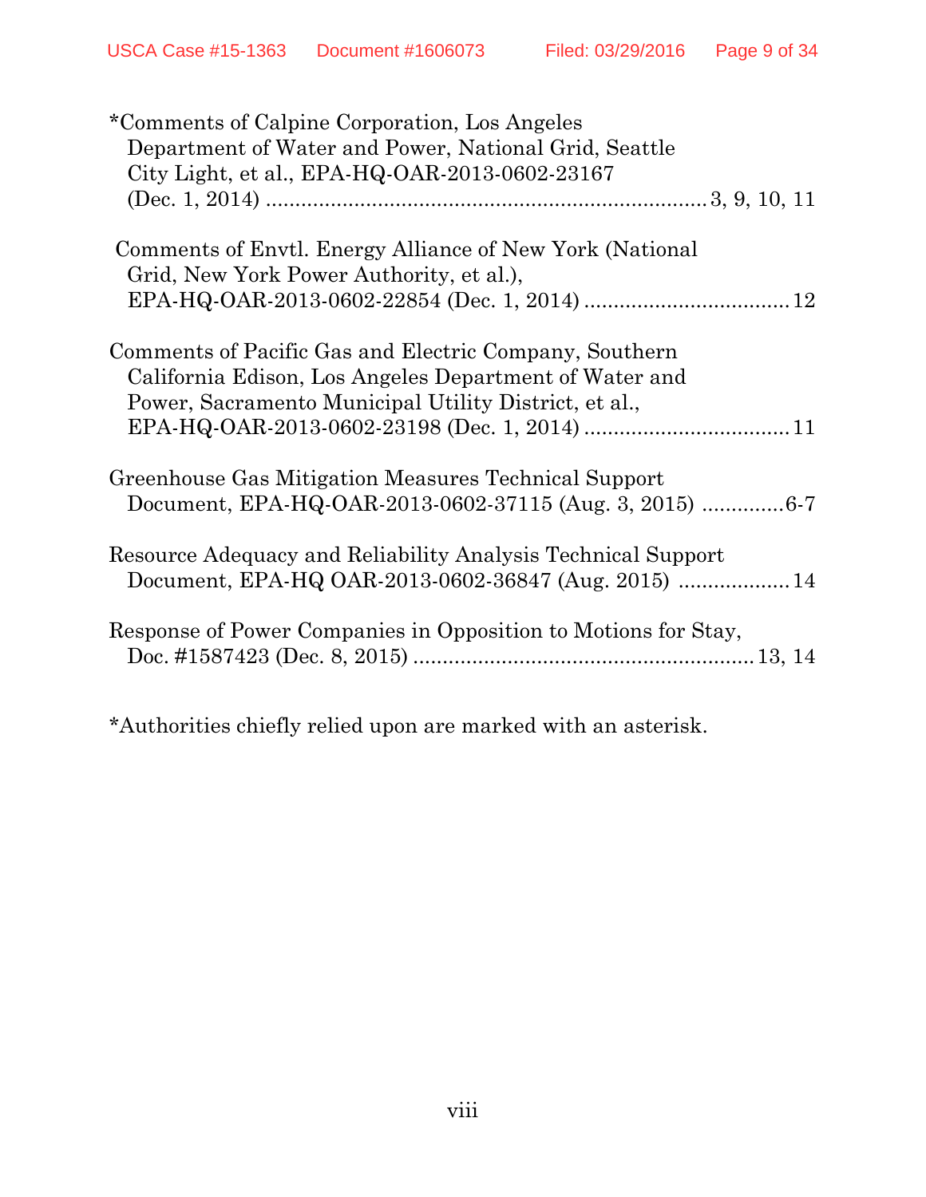*Comments of Calpine Corporation, Los Angeles Department of Water and Power, National Grid, Seattle City Light, et al., EPA-HQ-OAR-2013-0602-23167 (Dec. 1, 2014) ........................................................................ 3, 9, 10, 11

Comments of Envtl. Energy Alliance of New York (National Grid, New York Power Authority, et al.), EPA-HQ-OAR-2013-0602-22854 (Dec. 1, 2014) .................................. 12

Comments of Pacific Gas and Electric Company, Southern California Edison, Los Angeles Department of Water and Power, Sacramento Municipal Utility District, et al., EPA-HQ-OAR-2013-0602-23198 (Dec. 1, 2014) .................................. 11

Greenhouse Gas Mitigation Measures Technical Support Document, EPA-HQ-OAR-2013-0602-37115 (Aug. 3, 2015) .............6-7

Resource Adequacy and Reliability Analysis Technical Support Document, EPA-HQ OAR-2013-0602-36847 (Aug. 2015) ................... 14

Response of Power Companies in Opposition to Motions for Stay, Doc. #1587423 (Dec. 8, 2015) ......................................................... 13, 14

*Authorities chiefly relied upon are marked with an asterisk.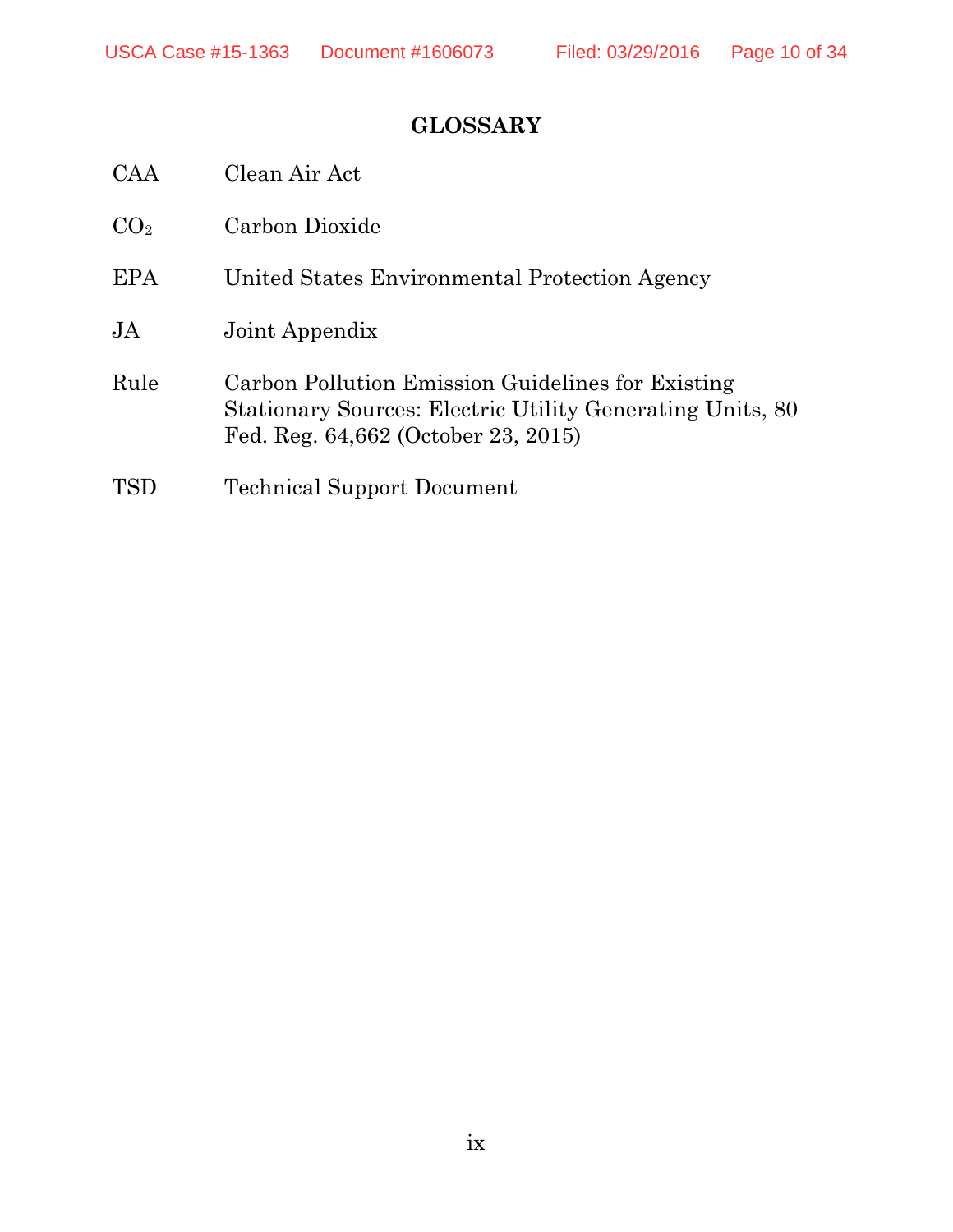## GLOSSARY

| | |
|---|---|
| CAA | Clean Air Act |
| $CO_2$ | Carbon Dioxide |
| EPA | United States Environmental Protection Agency |
| JA | Joint Appendix |
| Rule | Carbon Pollution Emission Guidelines for Existing Stationary Sources: Electric Utility Generating Units, 80 Fed. Reg. 64,662 (October 23, 2015) |
| TSD | Technical Support Document |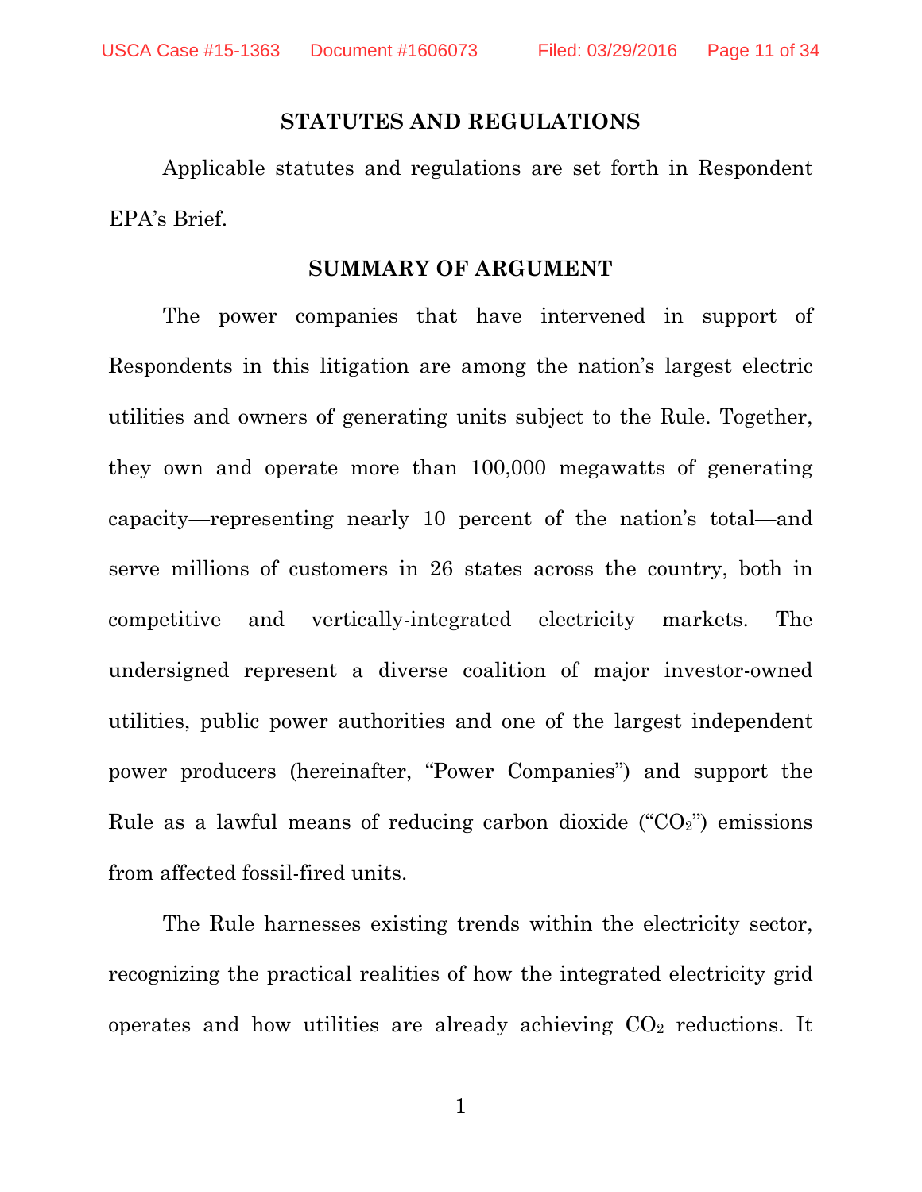## STATUTES AND REGULATIONS

Applicable statutes and regulations are set forth in Respondent EPA's Brief.

## SUMMARY OF ARGUMENT

The power companies that have intervened in support of Respondents in this litigation are among the nation's largest electric utilities and owners of generating units subject to the Rule. Together, they own and operate more than 100,000 megawatts of generating capacity—representing nearly 10 percent of the nation's total—and serve millions of customers in 26 states across the country, both in competitive and vertically-integrated electricity markets. The undersigned represent a diverse coalition of major investor-owned utilities, public power authorities and one of the largest independent power producers (hereinafter, "Power Companies") and support the Rule as a lawful means of reducing carbon dioxide ("$CO_2$") emissions from affected fossil-fired units.

The Rule harnesses existing trends within the electricity sector, recognizing the practical realities of how the integrated electricity grid operates and how utilities are already achieving $CO_2$ reductions. It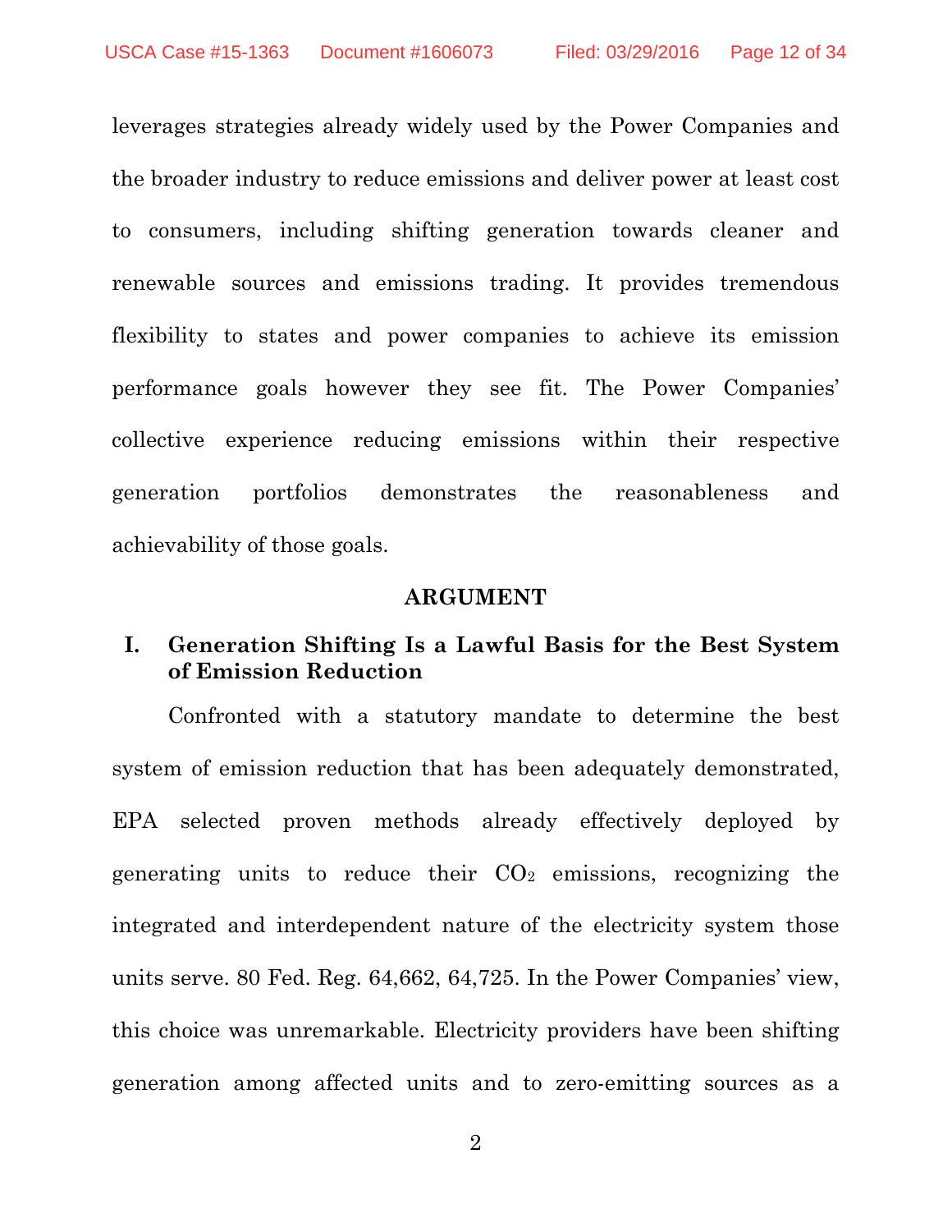leverages strategies already widely used by the Power Companies and the broader industry to reduce emissions and deliver power at least cost to consumers, including shifting generation towards cleaner and renewable sources and emissions trading. It provides tremendous flexibility to states and power companies to achieve its emission performance goals however they see fit. The Power Companies' collective experience reducing emissions within their respective generation portfolios demonstrates the reasonableness and achievability of those goals.

## ARGUMENT

### I. Generation Shifting Is a Lawful Basis for the Best System of Emission Reduction

Confronted with a statutory mandate to determine the best system of emission reduction that has been adequately demonstrated, EPA selected proven methods already effectively deployed by generating units to reduce their $CO_2$ emissions, recognizing the integrated and interdependent nature of the electricity system those units serve. 80 Fed. Reg. 64,662, 64,725. In the Power Companies' view, this choice was unremarkable. Electricity providers have been shifting generation among affected units and to zero-emitting sources as a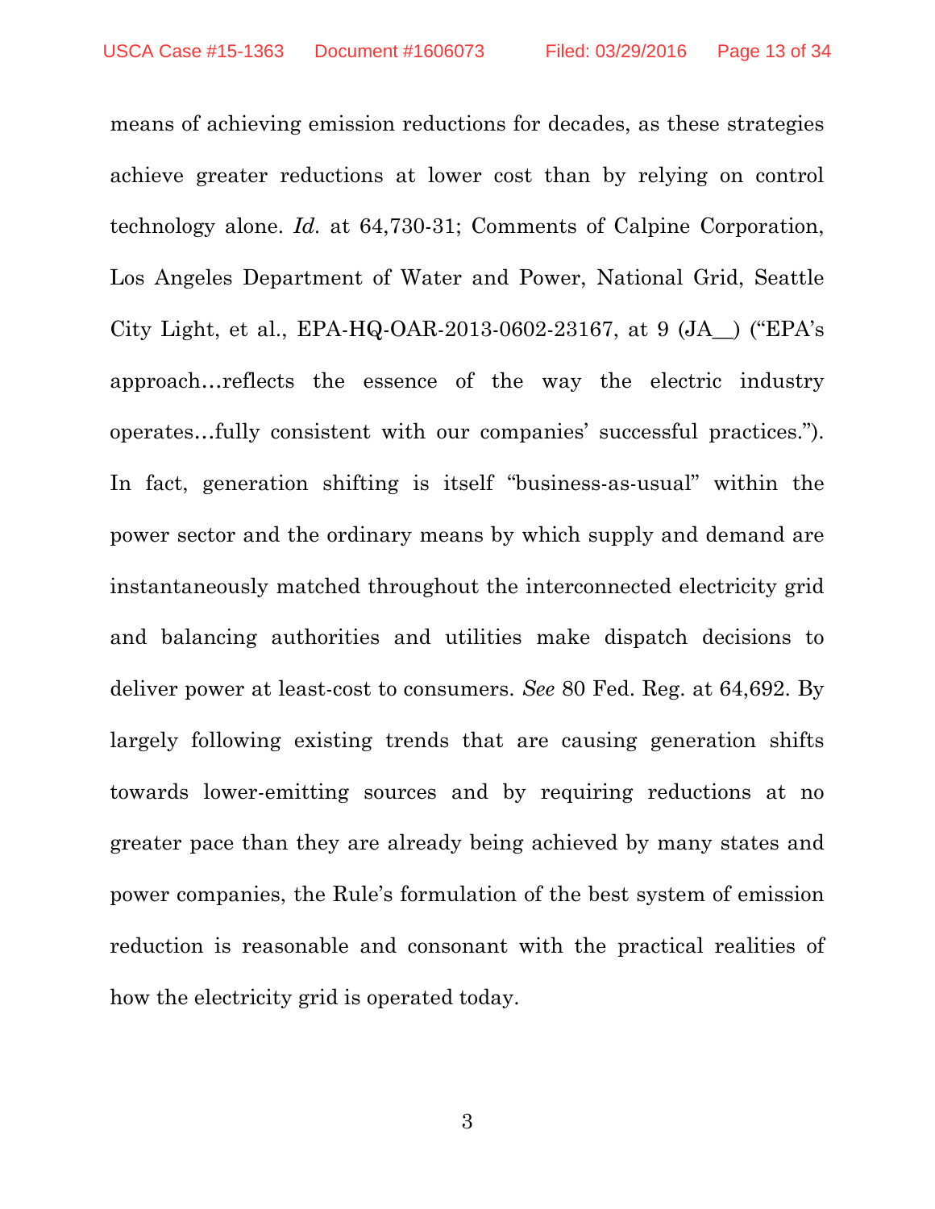means of achieving emission reductions for decades, as these strategies achieve greater reductions at lower cost than by relying on control technology alone. *Id.* at 64,730-31; Comments of Calpine Corporation, Los Angeles Department of Water and Power, National Grid, Seattle City Light, et al., EPA-HQ-OAR-2013-0602-23167, at 9 (JA__) ("EPA's approach…reflects the essence of the way the electric industry operates…fully consistent with our companies' successful practices."). In fact, generation shifting is itself "business-as-usual" within the power sector and the ordinary means by which supply and demand are instantaneously matched throughout the interconnected electricity grid and balancing authorities and utilities make dispatch decisions to deliver power at least-cost to consumers. *See* 80 Fed. Reg. at 64,692. By largely following existing trends that are causing generation shifts towards lower-emitting sources and by requiring reductions at no greater pace than they are already being achieved by many states and power companies, the Rule's formulation of the best system of emission reduction is reasonable and consonant with the practical realities of how the electricity grid is operated today.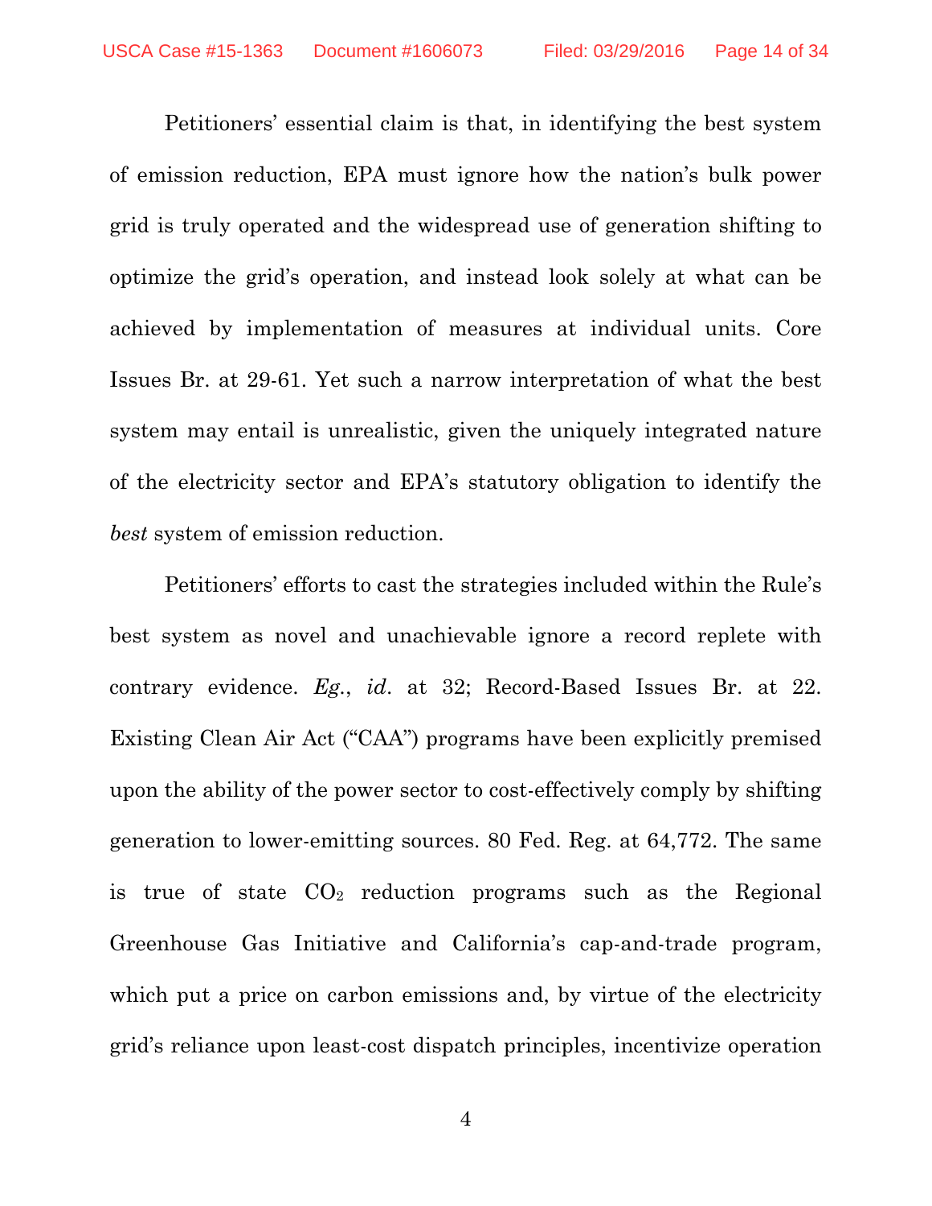Petitioners' essential claim is that, in identifying the best system of emission reduction, EPA must ignore how the nation's bulk power grid is truly operated and the widespread use of generation shifting to optimize the grid's operation, and instead look solely at what can be achieved by implementation of measures at individual units. Core Issues Br. at 29-61. Yet such a narrow interpretation of what the best system may entail is unrealistic, given the uniquely integrated nature of the electricity sector and EPA's statutory obligation to identify the *best* system of emission reduction.

Petitioners' efforts to cast the strategies included within the Rule's best system as novel and unachievable ignore a record replete with contrary evidence. *Eg.*, *id*. at 32; Record-Based Issues Br. at 22. Existing Clean Air Act ("CAA") programs have been explicitly premised upon the ability of the power sector to cost-effectively comply by shifting generation to lower-emitting sources. 80 Fed. Reg. at 64,772. The same is true of state $CO_2$ reduction programs such as the Regional Greenhouse Gas Initiative and California's cap-and-trade program, which put a price on carbon emissions and, by virtue of the electricity grid's reliance upon least-cost dispatch principles, incentivize operation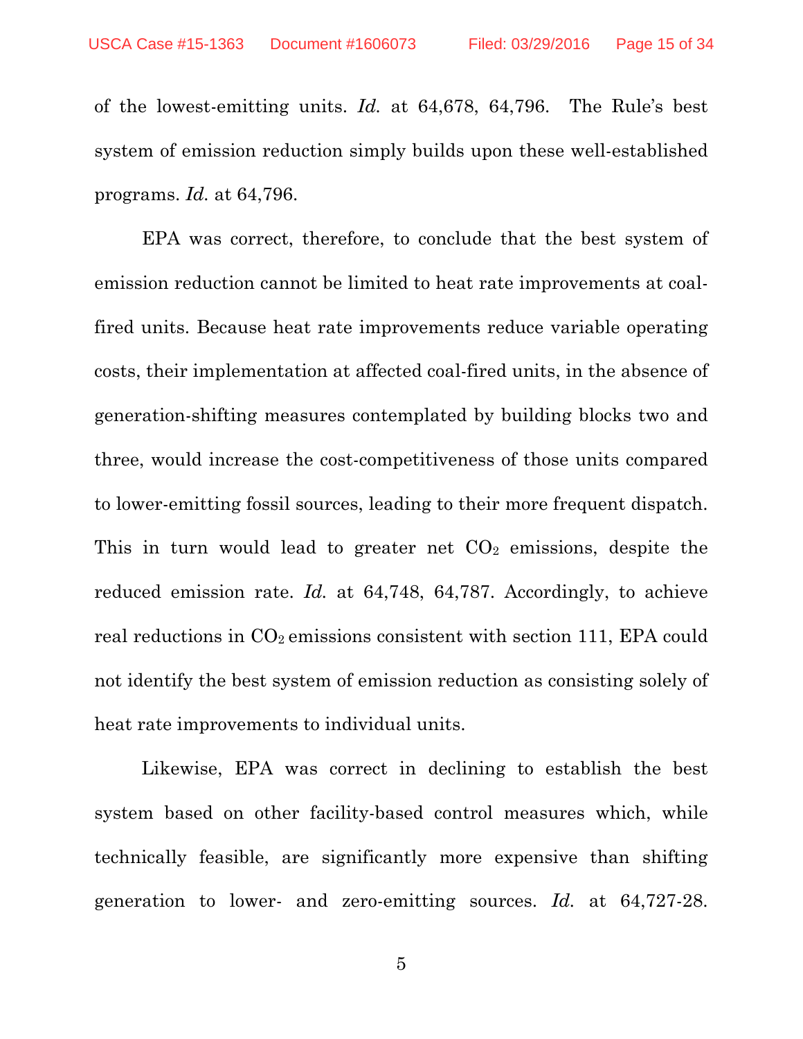of the lowest-emitting units. *Id.* at 64,678, 64,796. The Rule's best system of emission reduction simply builds upon these well-established programs. *Id.* at 64,796.

EPA was correct, therefore, to conclude that the best system of emission reduction cannot be limited to heat rate improvements at coal-fired units. Because heat rate improvements reduce variable operating costs, their implementation at affected coal-fired units, in the absence of generation-shifting measures contemplated by building blocks two and three, would increase the cost-competitiveness of those units compared to lower-emitting fossil sources, leading to their more frequent dispatch. This in turn would lead to greater net $CO_2$ emissions, despite the reduced emission rate. *Id.* at 64,748, 64,787. Accordingly, to achieve real reductions in $CO_2$ emissions consistent with section 111, EPA could not identify the best system of emission reduction as consisting solely of heat rate improvements to individual units.

Likewise, EPA was correct in declining to establish the best system based on other facility-based control measures which, while technically feasible, are significantly more expensive than shifting generation to lower- and zero-emitting sources. *Id.* at 64,727-28.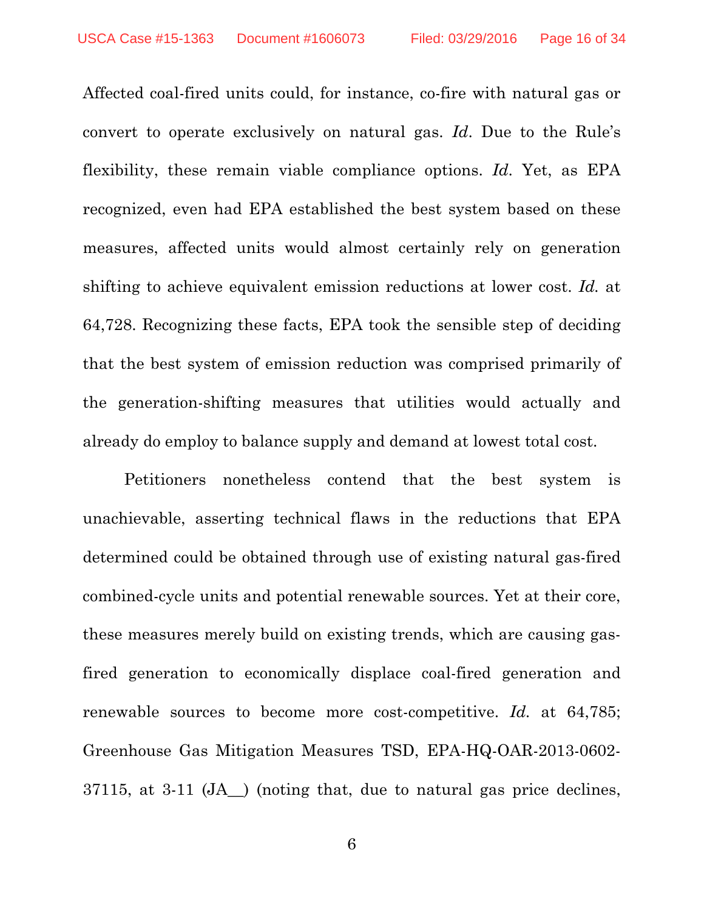Affected coal-fired units could, for instance, co-fire with natural gas or convert to operate exclusively on natural gas. *Id*. Due to the Rule's flexibility, these remain viable compliance options. *Id*. Yet, as EPA recognized, even had EPA established the best system based on these measures, affected units would almost certainly rely on generation shifting to achieve equivalent emission reductions at lower cost. *Id.* at 64,728. Recognizing these facts, EPA took the sensible step of deciding that the best system of emission reduction was comprised primarily of the generation-shifting measures that utilities would actually and already do employ to balance supply and demand at lowest total cost.

Petitioners nonetheless contend that the best system is unachievable, asserting technical flaws in the reductions that EPA determined could be obtained through use of existing natural gas-fired combined-cycle units and potential renewable sources. Yet at their core, these measures merely build on existing trends, which are causing gas-fired generation to economically displace coal-fired generation and renewable sources to become more cost-competitive. *Id.* at 64,785; Greenhouse Gas Mitigation Measures TSD, EPA-HQ-OAR-2013-0602-37115, at 3-11 (JA__) (noting that, due to natural gas price declines,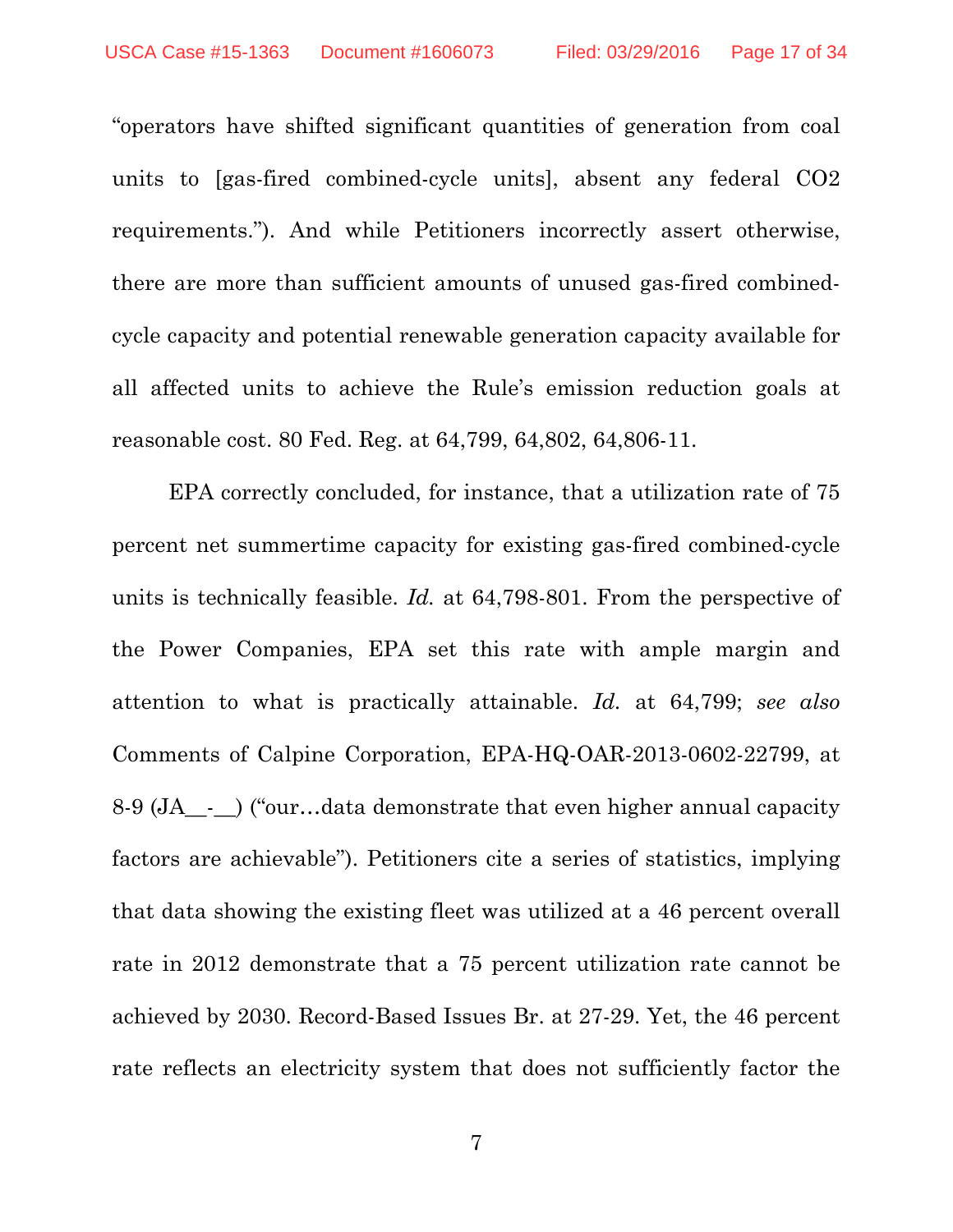"operators have shifted significant quantities of generation from coal units to [gas-fired combined-cycle units], absent any federal $CO_2$ requirements."). And while Petitioners incorrectly assert otherwise, there are more than sufficient amounts of unused gas-fired combined-cycle capacity and potential renewable generation capacity available for all affected units to achieve the Rule's emission reduction goals at reasonable cost. 80 Fed. Reg. at 64,799, 64,802, 64,806-11.

EPA correctly concluded, for instance, that a utilization rate of 75 percent net summertime capacity for existing gas-fired combined-cycle units is technically feasible. *Id.* at 64,798-801. From the perspective of the Power Companies, EPA set this rate with ample margin and attention to what is practically attainable. *Id.* at 64,799; *see also* Comments of Calpine Corporation, EPA-HQ-OAR-2013-0602-22799, at 8-9 (JA__-__) ("our…data demonstrate that even higher annual capacity factors are achievable"). Petitioners cite a series of statistics, implying that data showing the existing fleet was utilized at a 46 percent overall rate in 2012 demonstrate that a 75 percent utilization rate cannot be achieved by 2030. Record-Based Issues Br. at 27-29. Yet, the 46 percent rate reflects an electricity system that does not sufficiently factor the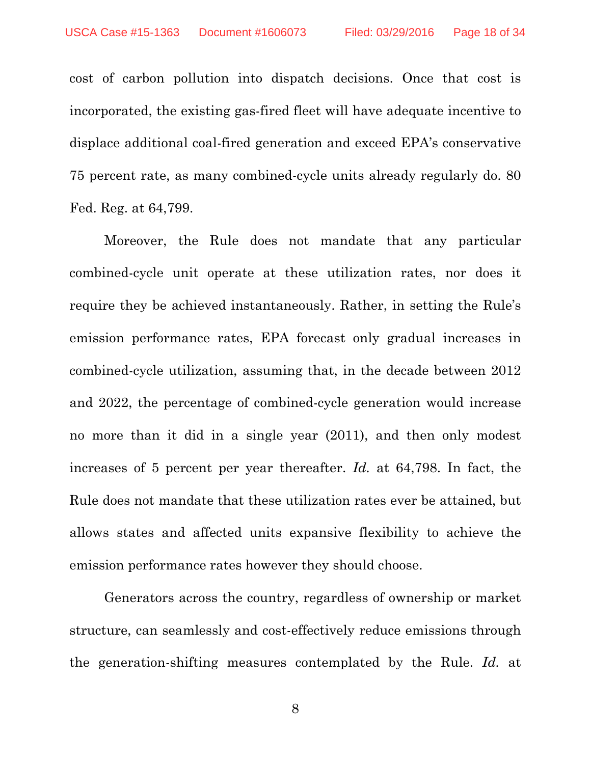cost of carbon pollution into dispatch decisions. Once that cost is incorporated, the existing gas-fired fleet will have adequate incentive to displace additional coal-fired generation and exceed EPA's conservative 75 percent rate, as many combined-cycle units already regularly do. 80 Fed. Reg. at 64,799.

Moreover, the Rule does not mandate that any particular combined-cycle unit operate at these utilization rates, nor does it require they be achieved instantaneously. Rather, in setting the Rule's emission performance rates, EPA forecast only gradual increases in combined-cycle utilization, assuming that, in the decade between 2012 and 2022, the percentage of combined-cycle generation would increase no more than it did in a single year (2011), and then only modest increases of 5 percent per year thereafter. *Id.* at 64,798. In fact, the Rule does not mandate that these utilization rates ever be attained, but allows states and affected units expansive flexibility to achieve the emission performance rates however they should choose.

Generators across the country, regardless of ownership or market structure, can seamlessly and cost-effectively reduce emissions through the generation-shifting measures contemplated by the Rule. *Id.* at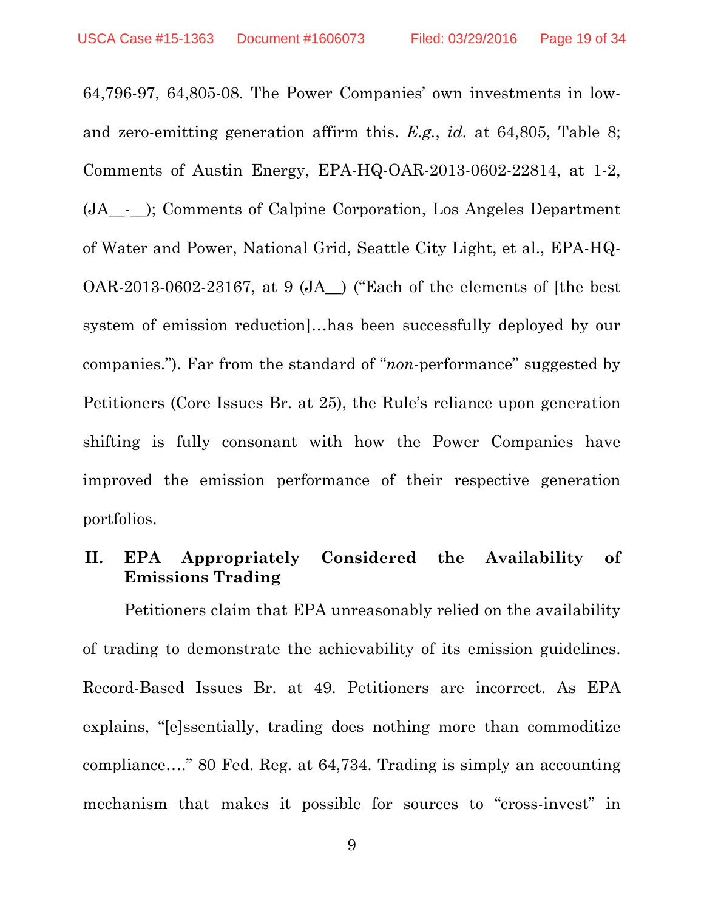64,796-97, 64,805-08. The Power Companies' own investments in low- and zero-emitting generation affirm this. *E.g.*, *id.* at 64,805, Table 8; Comments of Austin Energy, EPA-HQ-OAR-2013-0602-22814, at 1-2, (JA__-__); Comments of Calpine Corporation, Los Angeles Department of Water and Power, National Grid, Seattle City Light, et al., EPA-HQ-OAR-2013-0602-23167, at 9 (JA__) ("Each of the elements of [the best system of emission reduction]…has been successfully deployed by our companies."). Far from the standard of "*non*-performance" suggested by Petitioners (Core Issues Br. at 25), the Rule's reliance upon generation shifting is fully consonant with how the Power Companies have improved the emission performance of their respective generation portfolios.

## II. EPA Appropriately Considered the Availability of Emissions Trading

Petitioners claim that EPA unreasonably relied on the availability of trading to demonstrate the achievability of its emission guidelines. Record-Based Issues Br. at 49. Petitioners are incorrect. As EPA explains, "[e]ssentially, trading does nothing more than commoditize compliance…." 80 Fed. Reg. at 64,734. Trading is simply an accounting mechanism that makes it possible for sources to "cross-invest" in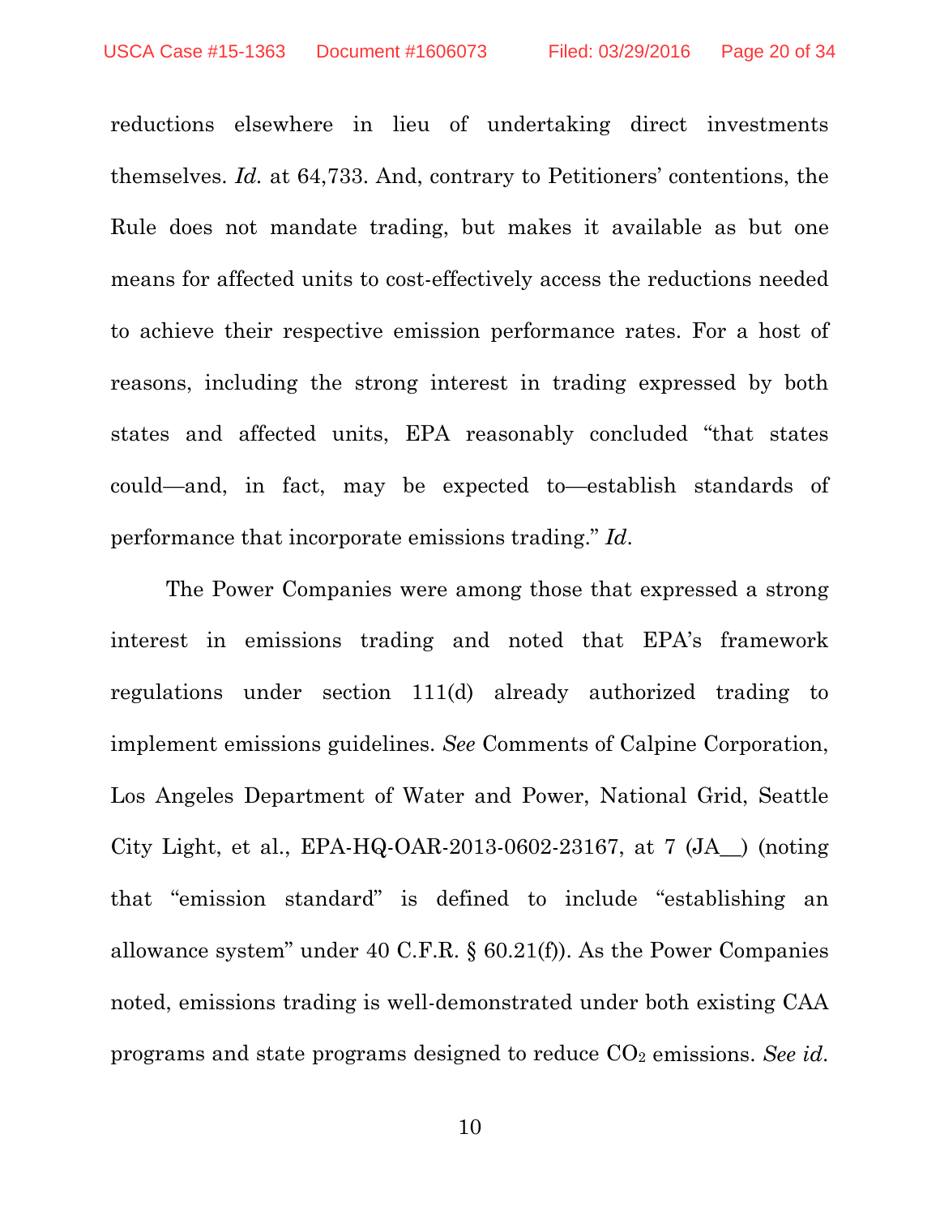reductions elsewhere in lieu of undertaking direct investments themselves. *Id.* at 64,733. And, contrary to Petitioners' contentions, the Rule does not mandate trading, but makes it available as but one means for affected units to cost-effectively access the reductions needed to achieve their respective emission performance rates. For a host of reasons, including the strong interest in trading expressed by both states and affected units, EPA reasonably concluded "that states could—and, in fact, may be expected to—establish standards of performance that incorporate emissions trading." *Id.*

The Power Companies were among those that expressed a strong interest in emissions trading and noted that EPA's framework regulations under section 111(d) already authorized trading to implement emissions guidelines. *See* Comments of Calpine Corporation, Los Angeles Department of Water and Power, National Grid, Seattle City Light, et al., EPA-HQ-OAR-2013-0602-23167, at 7 (JA__) (noting that "emission standard" is defined to include "establishing an allowance system" under 40 C.F.R. § 60.21(f)). As the Power Companies noted, emissions trading is well-demonstrated under both existing CAA programs and state programs designed to reduce $CO_2$ emissions. *See id.*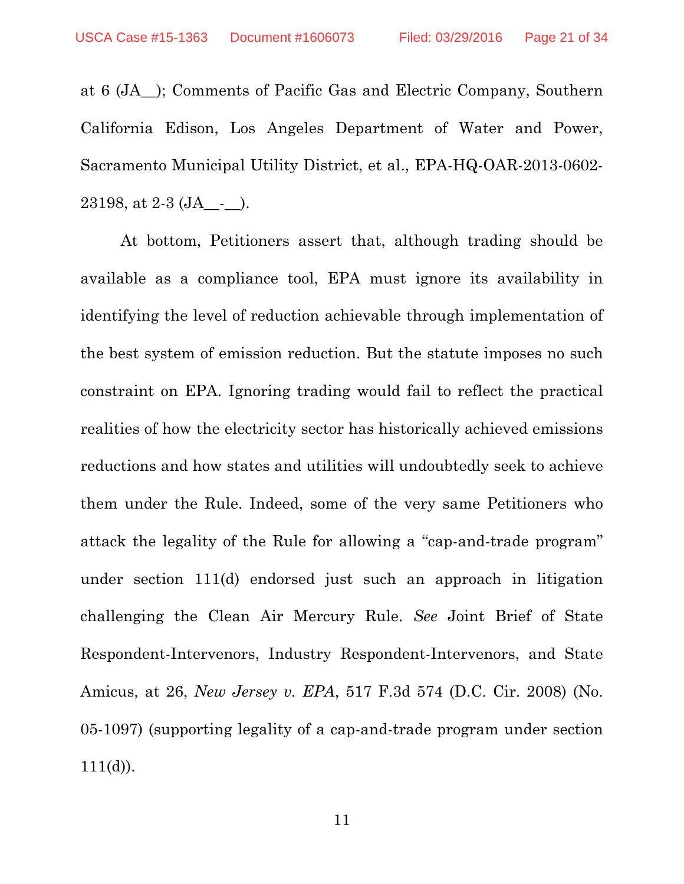at 6 (JA__); Comments of Pacific Gas and Electric Company, Southern California Edison, Los Angeles Department of Water and Power, Sacramento Municipal Utility District, et al., EPA-HQ-OAR-2013-0602-23198, at 2-3 (JA__-__).

At bottom, Petitioners assert that, although trading should be available as a compliance tool, EPA must ignore its availability in identifying the level of reduction achievable through implementation of the best system of emission reduction. But the statute imposes no such constraint on EPA. Ignoring trading would fail to reflect the practical realities of how the electricity sector has historically achieved emissions reductions and how states and utilities will undoubtedly seek to achieve them under the Rule. Indeed, some of the very same Petitioners who attack the legality of the Rule for allowing a "cap-and-trade program" under section 111(d) endorsed just such an approach in litigation challenging the Clean Air Mercury Rule. *See* Joint Brief of State Respondent-Intervenors, Industry Respondent-Intervenors, and State Amicus, at 26, *New Jersey v. EPA*, 517 F.3d 574 (D.C. Cir. 2008) (No. 05-1097) (supporting legality of a cap-and-trade program under section 111(d)).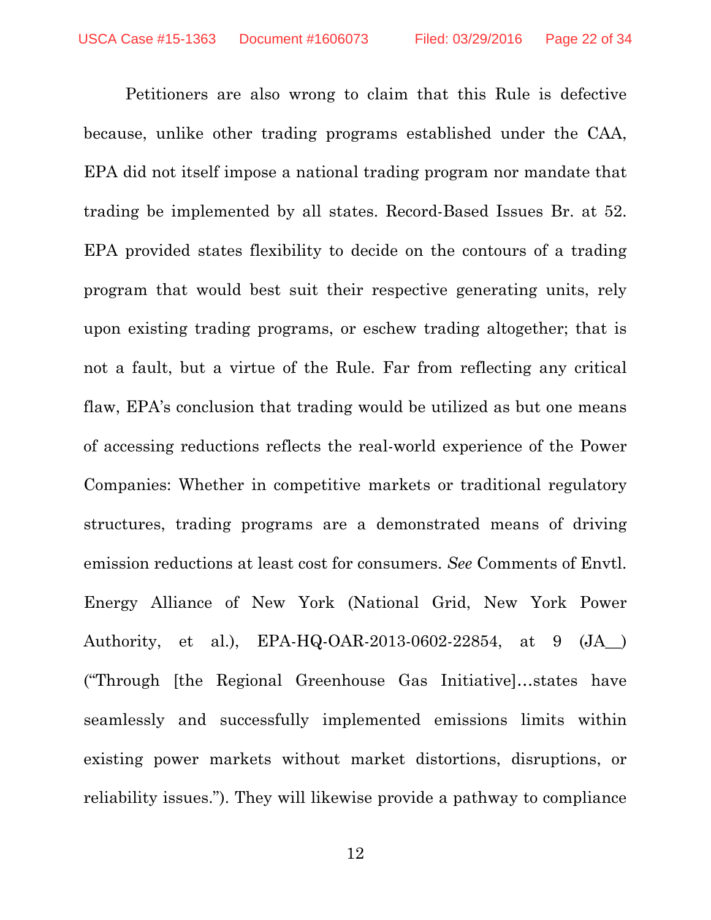Petitioners are also wrong to claim that this Rule is defective because, unlike other trading programs established under the CAA, EPA did not itself impose a national trading program nor mandate that trading be implemented by all states. Record-Based Issues Br. at 52. EPA provided states flexibility to decide on the contours of a trading program that would best suit their respective generating units, rely upon existing trading programs, or eschew trading altogether; that is not a fault, but a virtue of the Rule. Far from reflecting any critical flaw, EPA's conclusion that trading would be utilized as but one means of accessing reductions reflects the real-world experience of the Power Companies: Whether in competitive markets or traditional regulatory structures, trading programs are a demonstrated means of driving emission reductions at least cost for consumers. *See* Comments of Envtl. Energy Alliance of New York (National Grid, New York Power Authority, et al.), EPA-HQ-OAR-2013-0602-22854, at 9 (JA__) ("Through [the Regional Greenhouse Gas Initiative]…states have seamlessly and successfully implemented emissions limits within existing power markets without market distortions, disruptions, or reliability issues."). They will likewise provide a pathway to compliance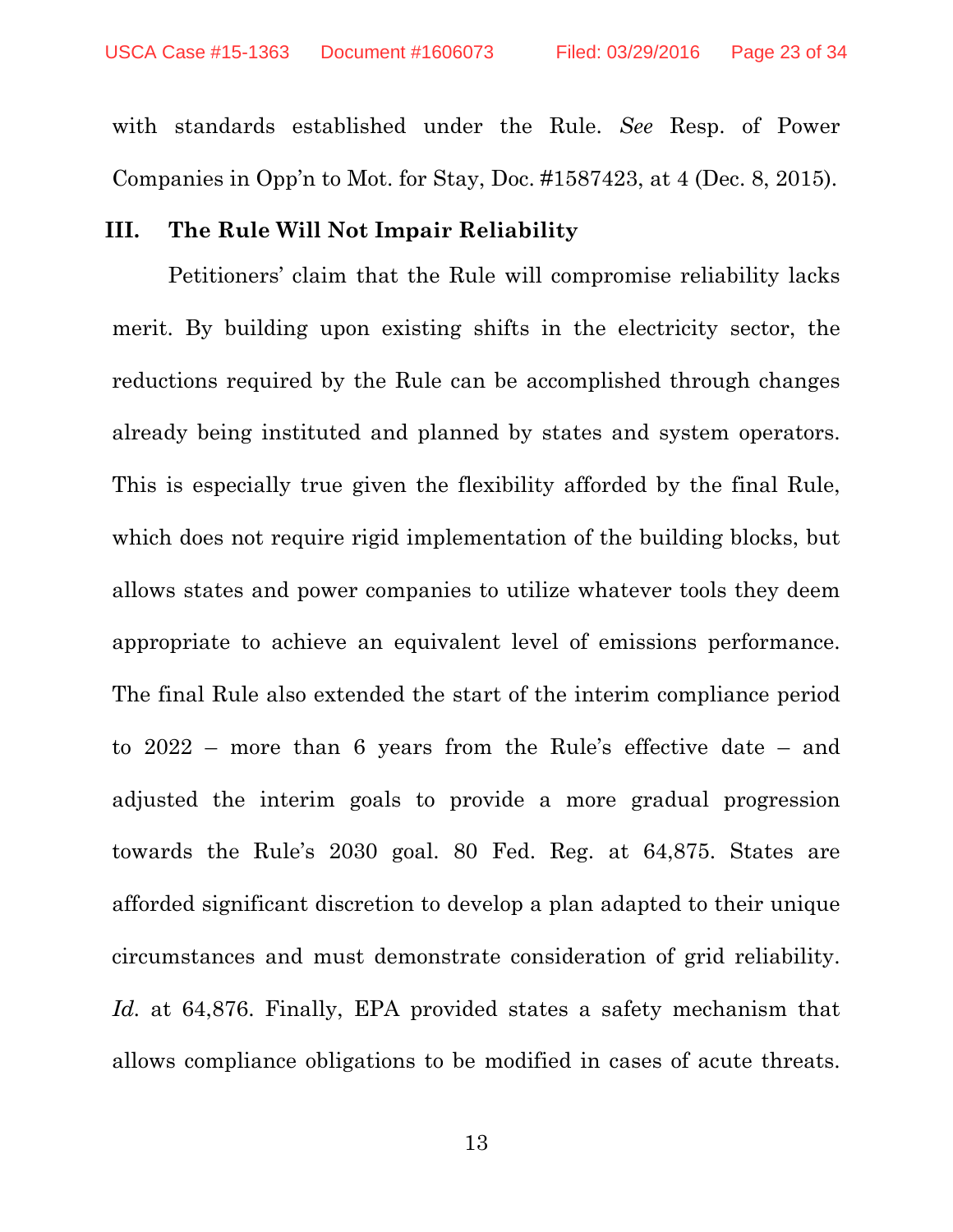with standards established under the Rule. *See* Resp. of Power Companies in Opp'n to Mot. for Stay, Doc. #1587423, at 4 (Dec. 8, 2015).

## III. The Rule Will Not Impair Reliability

Petitioners' claim that the Rule will compromise reliability lacks merit. By building upon existing shifts in the electricity sector, the reductions required by the Rule can be accomplished through changes already being instituted and planned by states and system operators. This is especially true given the flexibility afforded by the final Rule, which does not require rigid implementation of the building blocks, but allows states and power companies to utilize whatever tools they deem appropriate to achieve an equivalent level of emissions performance. The final Rule also extended the start of the interim compliance period to 2022 – more than 6 years from the Rule's effective date – and adjusted the interim goals to provide a more gradual progression towards the Rule's 2030 goal. 80 Fed. Reg. at 64,875. States are afforded significant discretion to develop a plan adapted to their unique circumstances and must demonstrate consideration of grid reliability. *Id.* at 64,876. Finally, EPA provided states a safety mechanism that allows compliance obligations to be modified in cases of acute threats.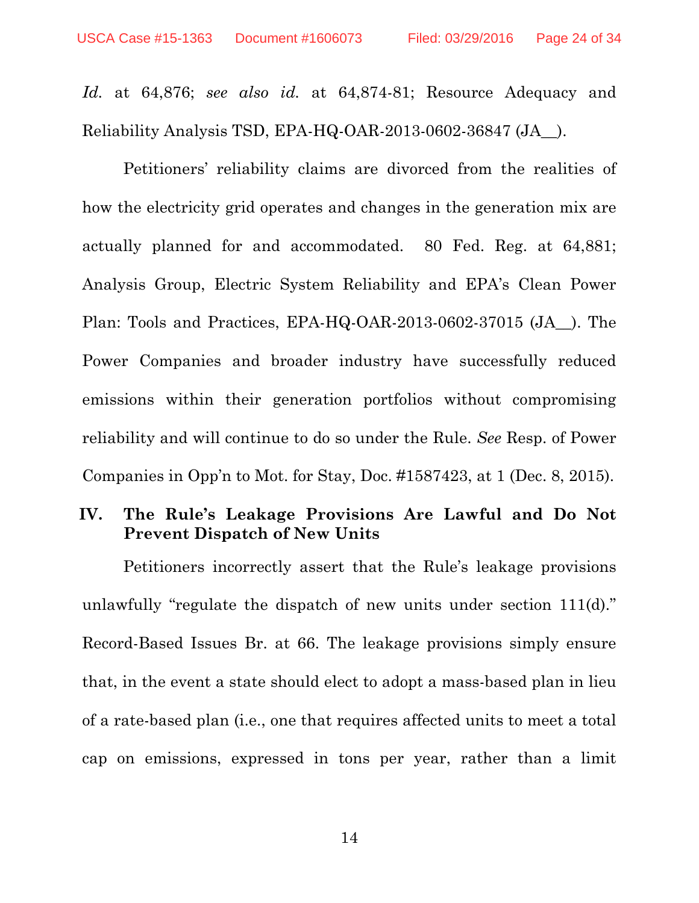*Id.* at 64,876; *see also id.* at 64,874-81; Resource Adequacy and Reliability Analysis TSD, EPA-HQ-OAR-2013-0602-36847 (JA__).

Petitioners' reliability claims are divorced from the realities of how the electricity grid operates and changes in the generation mix are actually planned for and accommodated. 80 Fed. Reg. at 64,881; Analysis Group, Electric System Reliability and EPA's Clean Power Plan: Tools and Practices, EPA-HQ-OAR-2013-0602-37015 (JA__). The Power Companies and broader industry have successfully reduced emissions within their generation portfolios without compromising reliability and will continue to do so under the Rule. *See* Resp. of Power Companies in Opp'n to Mot. for Stay, Doc. #1587423, at 1 (Dec. 8, 2015).

## IV. The Rule's Leakage Provisions Are Lawful and Do Not Prevent Dispatch of New Units

Petitioners incorrectly assert that the Rule's leakage provisions unlawfully "regulate the dispatch of new units under section 111(d)." Record-Based Issues Br. at 66. The leakage provisions simply ensure that, in the event a state should elect to adopt a mass-based plan in lieu of a rate-based plan (i.e., one that requires affected units to meet a total cap on emissions, expressed in tons per year, rather than a limit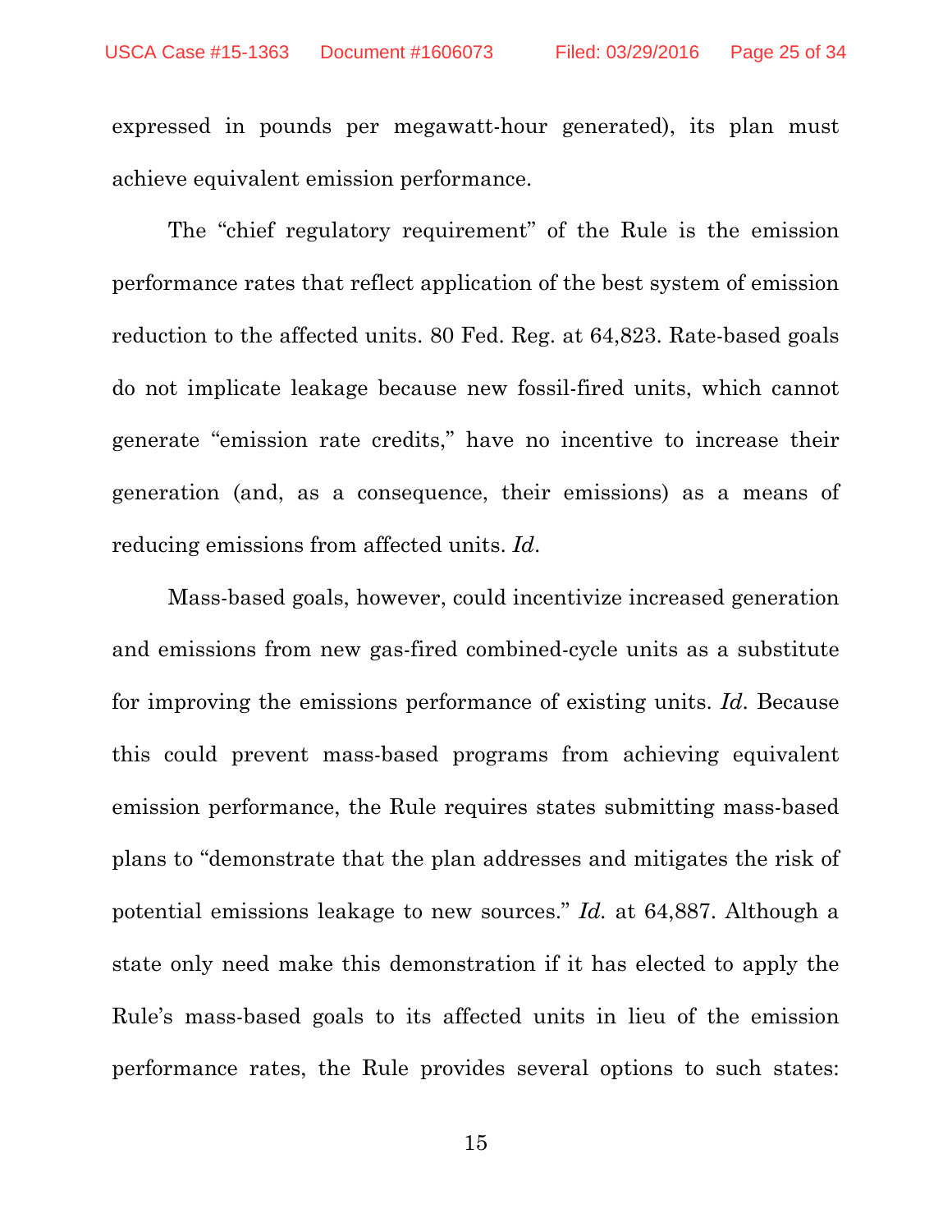expressed in pounds per megawatt-hour generated), its plan must achieve equivalent emission performance.

The "chief regulatory requirement" of the Rule is the emission performance rates that reflect application of the best system of emission reduction to the affected units. 80 Fed. Reg. at 64,823. Rate-based goals do not implicate leakage because new fossil-fired units, which cannot generate "emission rate credits," have no incentive to increase their generation (and, as a consequence, their emissions) as a means of reducing emissions from affected units. *Id*.

Mass-based goals, however, could incentivize increased generation and emissions from new gas-fired combined-cycle units as a substitute for improving the emissions performance of existing units. *Id*. Because this could prevent mass-based programs from achieving equivalent emission performance, the Rule requires states submitting mass-based plans to "demonstrate that the plan addresses and mitigates the risk of potential emissions leakage to new sources." *Id.* at 64,887. Although a state only need make this demonstration if it has elected to apply the Rule's mass-based goals to its affected units in lieu of the emission performance rates, the Rule provides several options to such states: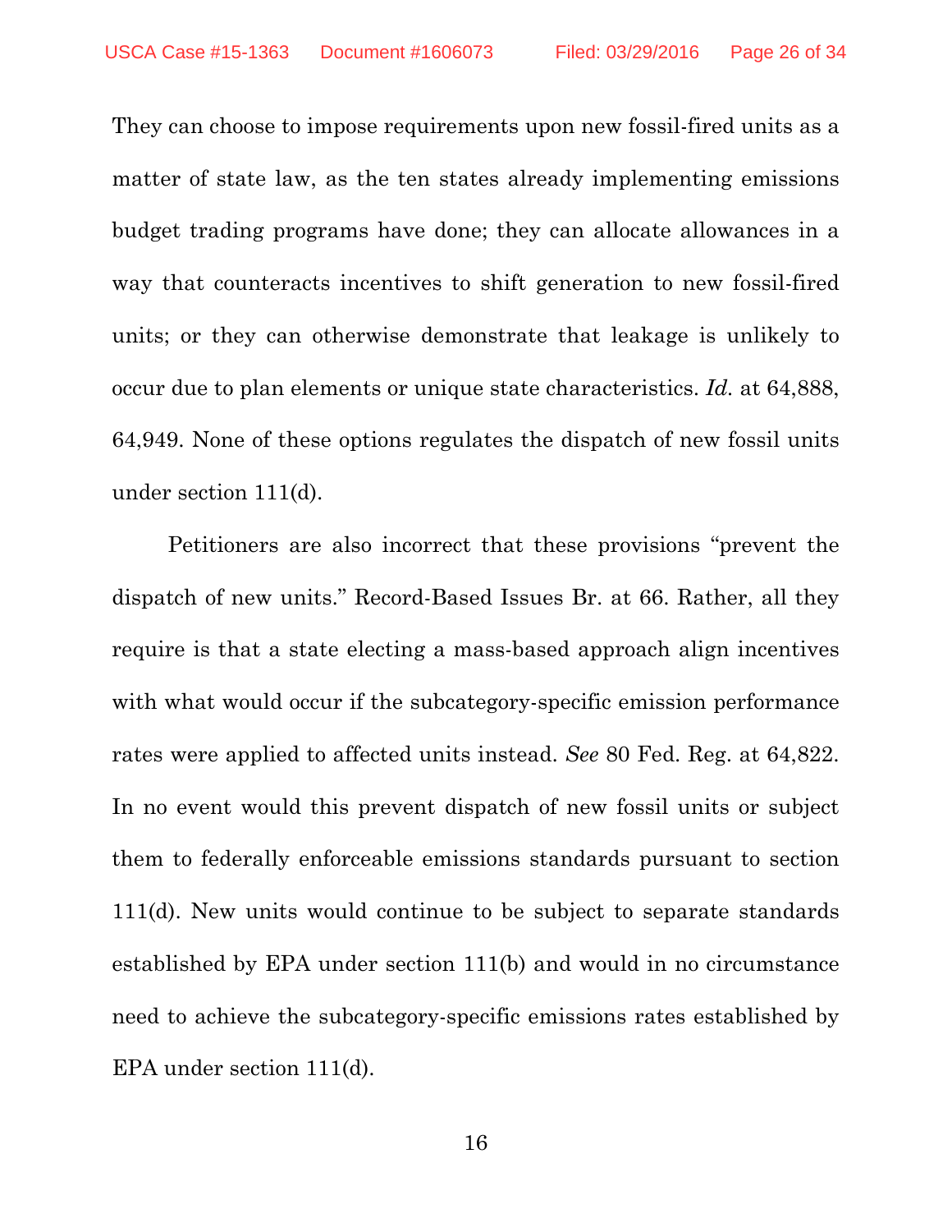They can choose to impose requirements upon new fossil-fired units as a matter of state law, as the ten states already implementing emissions budget trading programs have done; they can allocate allowances in a way that counteracts incentives to shift generation to new fossil-fired units; or they can otherwise demonstrate that leakage is unlikely to occur due to plan elements or unique state characteristics. *Id.* at 64,888, 64,949. None of these options regulates the dispatch of new fossil units under section 111(d).

Petitioners are also incorrect that these provisions "prevent the dispatch of new units." Record-Based Issues Br. at 66. Rather, all they require is that a state electing a mass-based approach align incentives with what would occur if the subcategory-specific emission performance rates were applied to affected units instead. *See* 80 Fed. Reg. at 64,822. In no event would this prevent dispatch of new fossil units or subject them to federally enforceable emissions standards pursuant to section 111(d). New units would continue to be subject to separate standards established by EPA under section 111(b) and would in no circumstance need to achieve the subcategory-specific emissions rates established by EPA under section 111(d).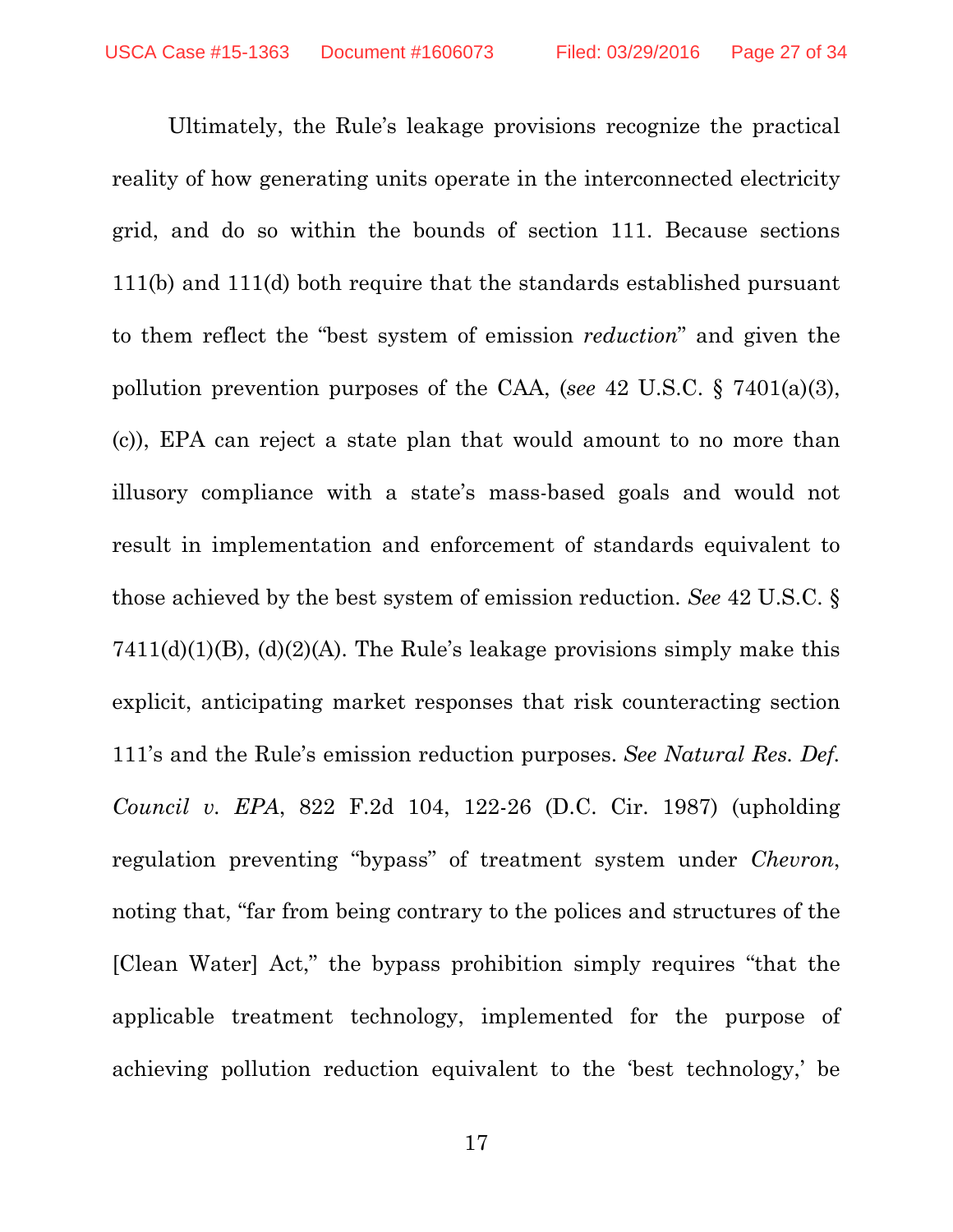Ultimately, the Rule's leakage provisions recognize the practical reality of how generating units operate in the interconnected electricity grid, and do so within the bounds of section 111. Because sections 111(b) and 111(d) both require that the standards established pursuant to them reflect the "best system of emission *reduction*" and given the pollution prevention purposes of the CAA, (*see* 42 U.S.C. § 7401(a)(3), (c)), EPA can reject a state plan that would amount to no more than illusory compliance with a state's mass-based goals and would not result in implementation and enforcement of standards equivalent to those achieved by the best system of emission reduction. *See* 42 U.S.C. § 7411(d)(1)(B), (d)(2)(A). The Rule's leakage provisions simply make this explicit, anticipating market responses that risk counteracting section 111's and the Rule's emission reduction purposes. *See Natural Res. Def. Council v. EPA*, 822 F.2d 104, 122-26 (D.C. Cir. 1987) (upholding regulation preventing "bypass" of treatment system under *Chevron*, noting that, "far from being contrary to the polices and structures of the [Clean Water] Act," the bypass prohibition simply requires "that the applicable treatment technology, implemented for the purpose of achieving pollution reduction equivalent to the 'best technology,' be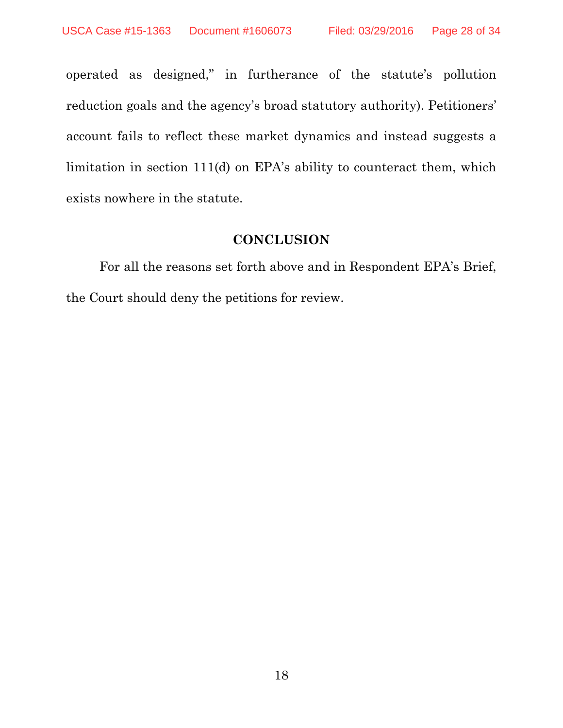operated as designed," in furtherance of the statute's pollution reduction goals and the agency's broad statutory authority). Petitioners' account fails to reflect these market dynamics and instead suggests a limitation in section 111(d) on EPA's ability to counteract them, which exists nowhere in the statute.

## CONCLUSION

For all the reasons set forth above and in Respondent EPA's Brief, the Court should deny the petitions for review.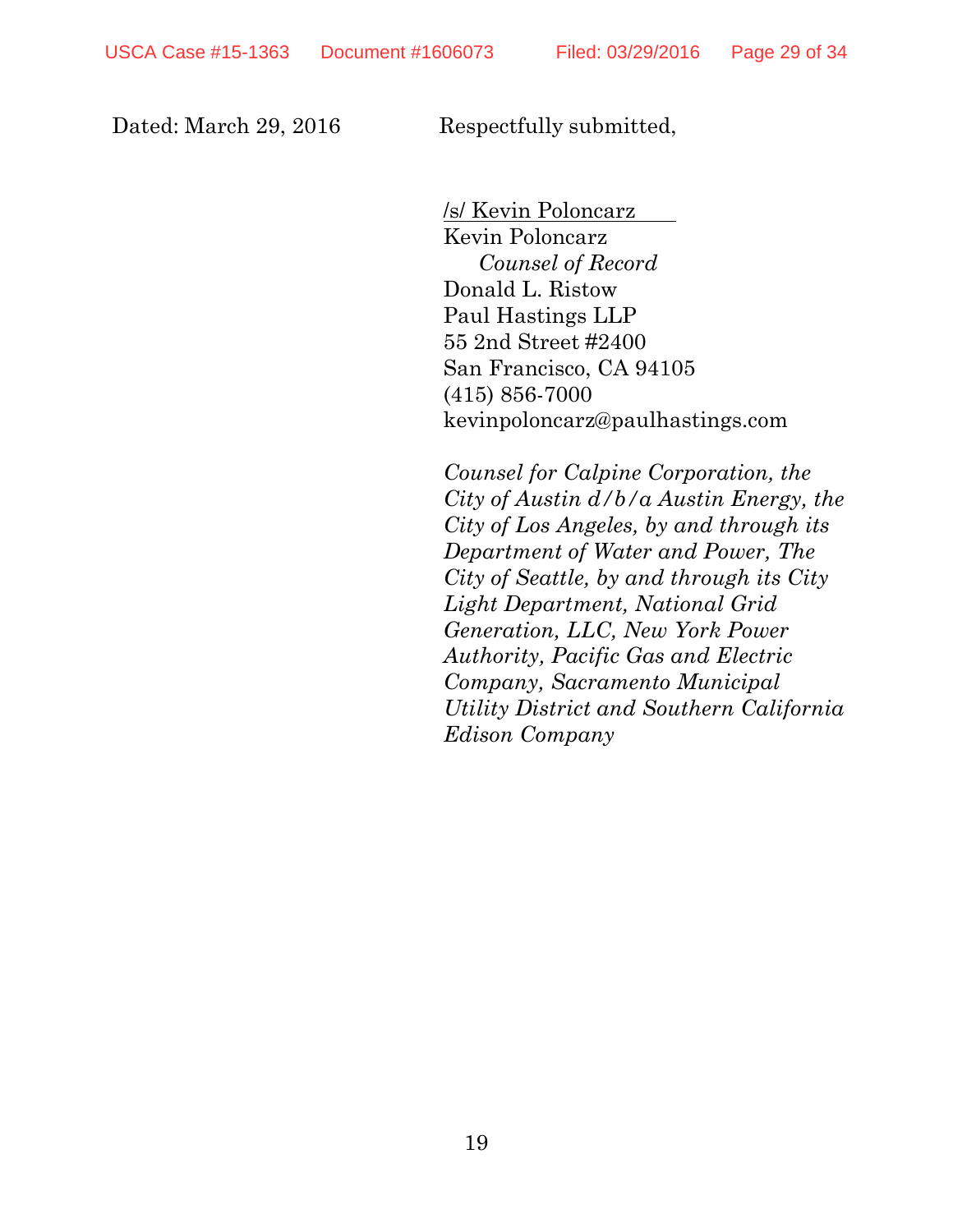Dated: March 29, 2016 Respectfully submitted,

/s/ Kevin Poloncarz
Kevin Poloncarz
*Counsel of Record*
Donald L. Ristow
Paul Hastings LLP
55 2nd Street #2400
San Francisco, CA 94105
(415) 856-7000
kevinpoloncarz@paulhastings.com

*Counsel for Calpine Corporation, the City of Austin d/b/a Austin Energy, the City of Los Angeles, by and through its Department of Water and Power, The City of Seattle, by and through its City Light Department, National Grid Generation, LLC, New York Power Authority, Pacific Gas and Electric Company, Sacramento Municipal Utility District and Southern California Edison Company*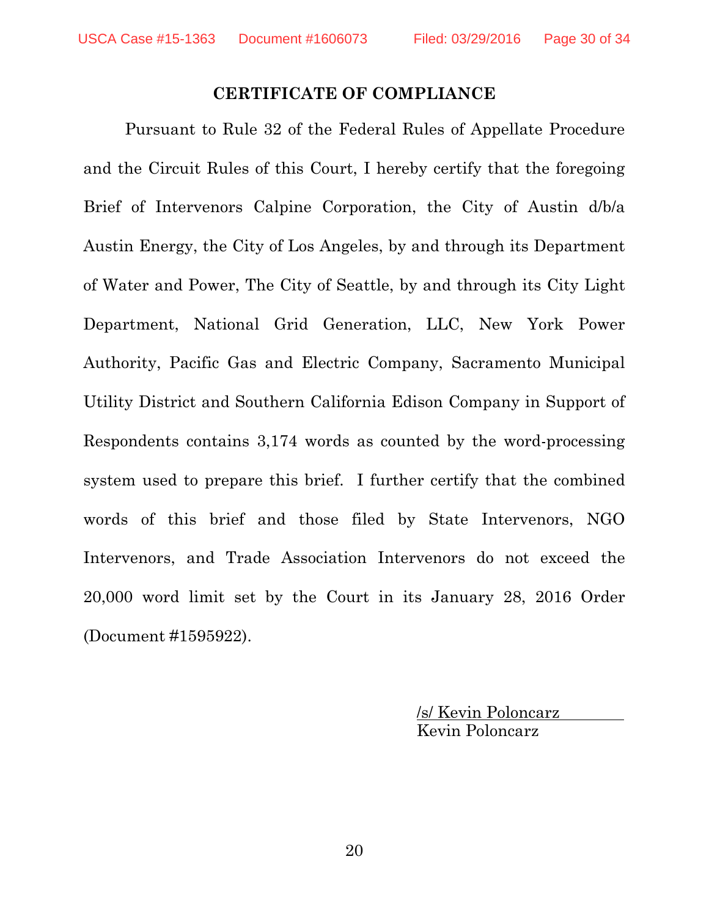## CERTIFICATE OF COMPLIANCE

Pursuant to Rule 32 of the Federal Rules of Appellate Procedure and the Circuit Rules of this Court, I hereby certify that the foregoing Brief of Intervenors Calpine Corporation, the City of Austin d/b/a Austin Energy, the City of Los Angeles, by and through its Department of Water and Power, The City of Seattle, by and through its City Light Department, National Grid Generation, LLC, New York Power Authority, Pacific Gas and Electric Company, Sacramento Municipal Utility District and Southern California Edison Company in Support of Respondents contains 3,174 words as counted by the word-processing system used to prepare this brief. I further certify that the combined words of this brief and those filed by State Intervenors, NGO Intervenors, and Trade Association Intervenors do not exceed the 20,000 word limit set by the Court in its January 28, 2016 Order (Document #1595922).

/s/ Kevin Poloncarz
Kevin Poloncarz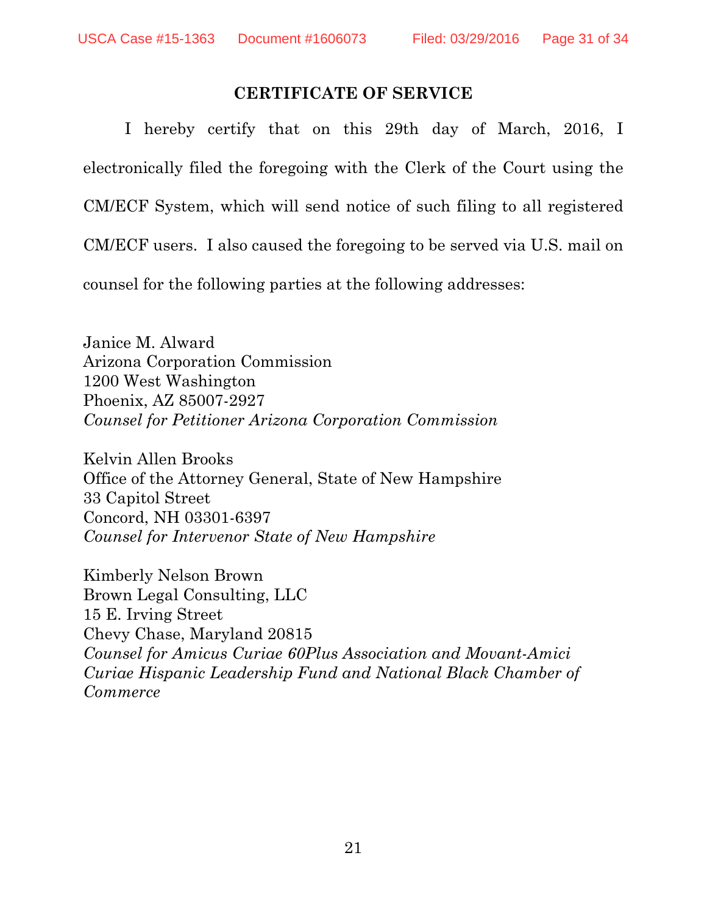## CERTIFICATE OF SERVICE

I hereby certify that on this 29th day of March, 2016, I electronically filed the foregoing with the Clerk of the Court using the CM/ECF System, which will send notice of such filing to all registered CM/ECF users. I also caused the foregoing to be served via U.S. mail on counsel for the following parties at the following addresses:

Janice M. Alward
Arizona Corporation Commission
1200 West Washington
Phoenix, AZ 85007-2927
*Counsel for Petitioner Arizona Corporation Commission*

Kelvin Allen Brooks
Office of the Attorney General, State of New Hampshire
33 Capitol Street
Concord, NH 03301-6397
*Counsel for Intervenor State of New Hampshire*

Kimberly Nelson Brown
Brown Legal Consulting, LLC
15 E. Irving Street
Chevy Chase, Maryland 20815
*Counsel for Amicus Curiae 60Plus Association and Movant-Amici Curiae Hispanic Leadership Fund and National Black Chamber of Commerce*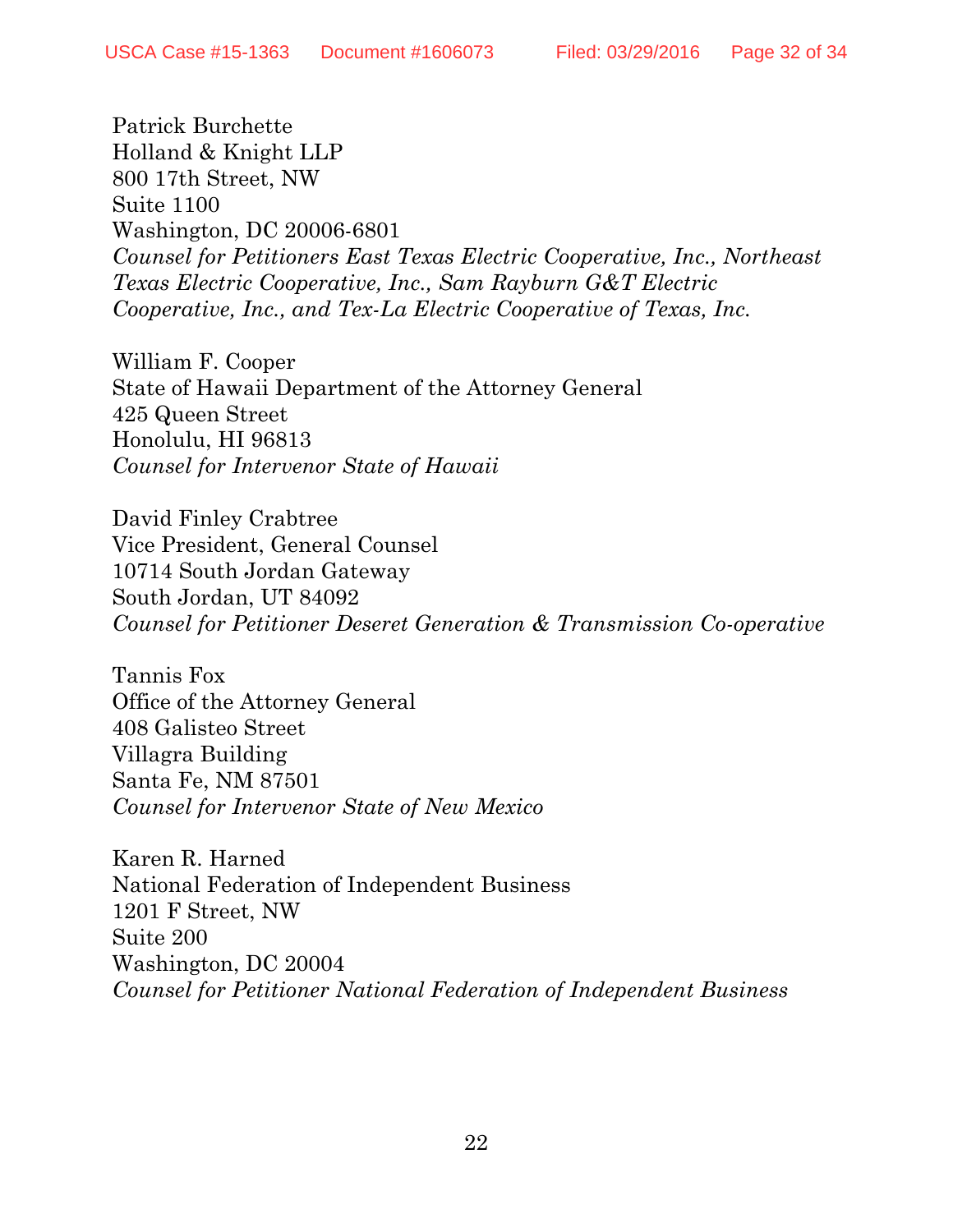Patrick Burchette
Holland & Knight LLP
800 17th Street, NW
Suite 1100
Washington, DC 20006-6801
*Counsel for Petitioners East Texas Electric Cooperative, Inc., Northeast Texas Electric Cooperative, Inc., Sam Rayburn G&T Electric Cooperative, Inc., and Tex-La Electric Cooperative of Texas, Inc.*

William F. Cooper
State of Hawaii Department of the Attorney General
425 Queen Street
Honolulu, HI 96813
*Counsel for Intervenor State of Hawaii*

David Finley Crabtree
Vice President, General Counsel
10714 South Jordan Gateway
South Jordan, UT 84092
*Counsel for Petitioner Deseret Generation & Transmission Co-operative*

Tannis Fox
Office of the Attorney General
408 Galisteo Street
Villagra Building
Santa Fe, NM 87501
*Counsel for Intervenor State of New Mexico*

Karen R. Harned
National Federation of Independent Business
1201 F Street, NW
Suite 200
Washington, DC 20004
*Counsel for Petitioner National Federation of Independent Business*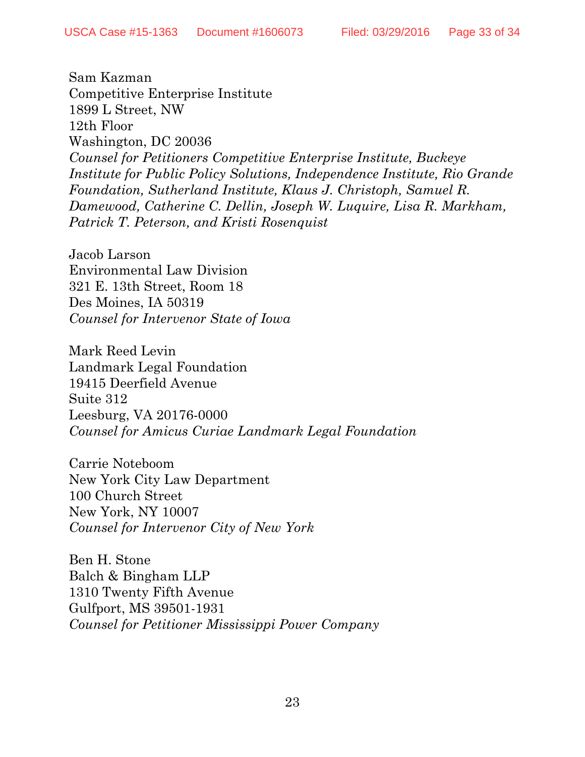Sam Kazman
Competitive Enterprise Institute
1899 L Street, NW
12th Floor
Washington, DC 20036
*Counsel for Petitioners Competitive Enterprise Institute, Buckeye Institute for Public Policy Solutions, Independence Institute, Rio Grande Foundation, Sutherland Institute, Klaus J. Christoph, Samuel R. Damewood, Catherine C. Dellin, Joseph W. Luquire, Lisa R. Markham, Patrick T. Peterson, and Kristi Rosenquist*

Jacob Larson
Environmental Law Division
321 E. 13th Street, Room 18
Des Moines, IA 50319
*Counsel for Intervenor State of Iowa*

Mark Reed Levin
Landmark Legal Foundation
19415 Deerfield Avenue
Suite 312
Leesburg, VA 20176-0000
*Counsel for Amicus Curiae Landmark Legal Foundation*

Carrie Noteboom
New York City Law Department
100 Church Street
New York, NY 10007
*Counsel for Intervenor City of New York*

Ben H. Stone
Balch & Bingham LLP
1310 Twenty Fifth Avenue
Gulfport, MS 39501-1931
*Counsel for Petitioner Mississippi Power Company*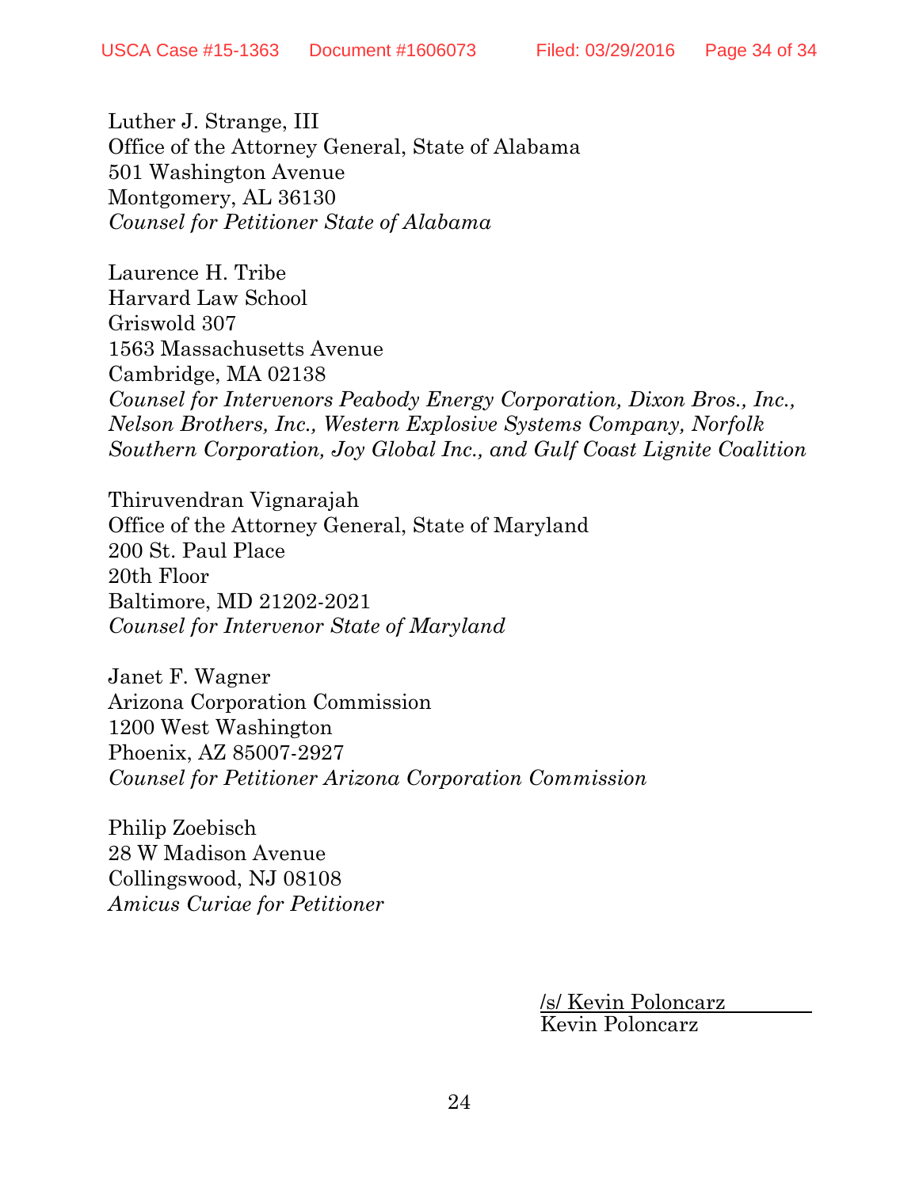Luther J. Strange, III
Office of the Attorney General, State of Alabama
501 Washington Avenue
Montgomery, AL 36130
*Counsel for Petitioner State of Alabama*

Laurence H. Tribe
Harvard Law School
Griswold 307
1563 Massachusetts Avenue
Cambridge, MA 02138
*Counsel for Intervenors Peabody Energy Corporation, Dixon Bros., Inc., Nelson Brothers, Inc., Western Explosive Systems Company, Norfolk Southern Corporation, Joy Global Inc., and Gulf Coast Lignite Coalition*

Thiruvendran Vignarajah
Office of the Attorney General, State of Maryland
200 St. Paul Place
20th Floor
Baltimore, MD 21202-2021
*Counsel for Intervenor State of Maryland*

Janet F. Wagner
Arizona Corporation Commission
1200 West Washington
Phoenix, AZ 85007-2927
*Counsel for Petitioner Arizona Corporation Commission*

Philip Zoebisch
28 W Madison Avenue
Collingswood, NJ 08108
*Amicus Curiae for Petitioner*

/s/ Kevin Poloncarz
Kevin Poloncarz